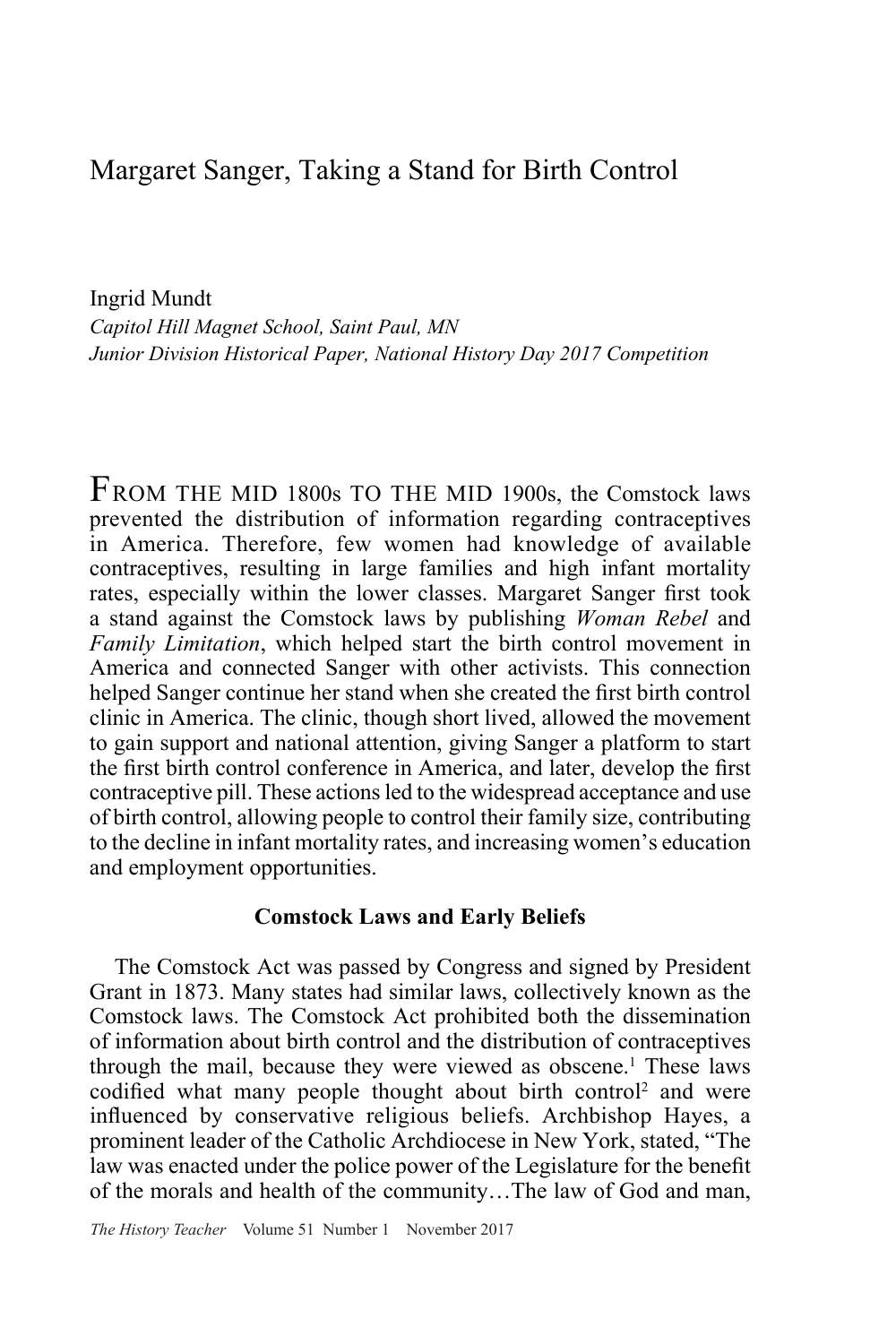# Margaret Sanger, Taking a Stand for Birth Control

Ingrid Mundt
*Capitol Hill Magnet School, Saint Paul, MN*
*Junior Division Historical Paper, National History Day 2017 Competition*

FROM THE MID 1800s TO THE MID 1900s, the Comstock laws prevented the distribution of information regarding contraceptives in America. Therefore, few women had knowledge of available contraceptives, resulting in large families and high infant mortality rates, especially within the lower classes. Margaret Sanger first took a stand against the Comstock laws by publishing *Woman Rebel* and *Family Limitation*, which helped start the birth control movement in America and connected Sanger with other activists. This connection helped Sanger continue her stand when she created the first birth control clinic in America. The clinic, though short lived, allowed the movement to gain support and national attention, giving Sanger a platform to start the first birth control conference in America, and later, develop the first contraceptive pill. These actions led to the widespread acceptance and use of birth control, allowing people to control their family size, contributing to the decline in infant mortality rates, and increasing women's education and employment opportunities.

## Comstock Laws and Early Beliefs

The Comstock Act was passed by Congress and signed by President Grant in 1873. Many states had similar laws, collectively known as the Comstock laws. The Comstock Act prohibited both the dissemination of information about birth control and the distribution of contraceptives through the mail, because they were viewed as obscene.[1] These laws codified what many people thought about birth control[2] and were influenced by conservative religious beliefs. Archbishop Hayes, a prominent leader of the Catholic Archdiocese in New York, stated, "The law was enacted under the police power of the Legislature for the benefit of the morals and health of the community…The law of God and man,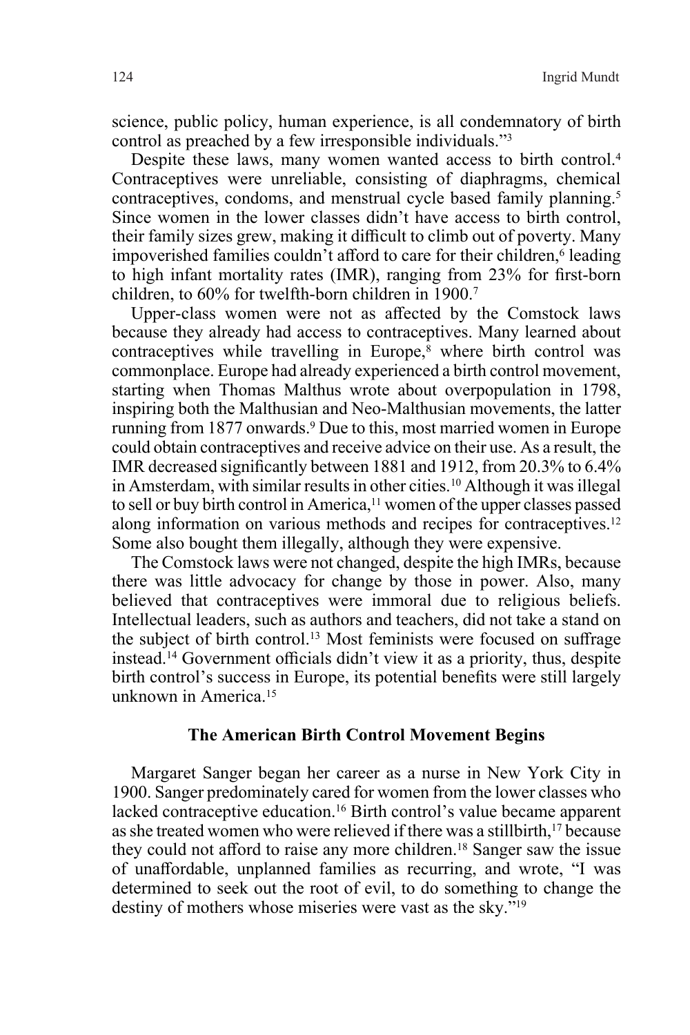science, public policy, human experience, is all condemnatory of birth control as preached by a few irresponsible individuals."[3]

Despite these laws, many women wanted access to birth control.[4] Contraceptives were unreliable, consisting of diaphragms, chemical contraceptives, condoms, and menstrual cycle based family planning.[5] Since women in the lower classes didn't have access to birth control, their family sizes grew, making it difficult to climb out of poverty. Many impoverished families couldn't afford to care for their children,[6] leading to high infant mortality rates (IMR), ranging from 23% for first-born children, to 60% for twelfth-born children in 1900.[7]

Upper-class women were not as affected by the Comstock laws because they already had access to contraceptives. Many learned about contraceptives while travelling in Europe,[8] where birth control was commonplace. Europe had already experienced a birth control movement, starting when Thomas Malthus wrote about overpopulation in 1798, inspiring both the Malthusian and Neo-Malthusian movements, the latter running from 1877 onwards.[9] Due to this, most married women in Europe could obtain contraceptives and receive advice on their use. As a result, the IMR decreased significantly between 1881 and 1912, from 20.3% to 6.4% in Amsterdam, with similar results in other cities.[10] Although it was illegal to sell or buy birth control in America,[11] women of the upper classes passed along information on various methods and recipes for contraceptives.[12] Some also bought them illegally, although they were expensive.

The Comstock laws were not changed, despite the high IMRs, because there was little advocacy for change by those in power. Also, many believed that contraceptives were immoral due to religious beliefs. Intellectual leaders, such as authors and teachers, did not take a stand on the subject of birth control.[13] Most feminists were focused on suffrage instead.[14] Government officials didn't view it as a priority, thus, despite birth control's success in Europe, its potential benefits were still largely unknown in America.[15]

## The American Birth Control Movement Begins

Margaret Sanger began her career as a nurse in New York City in 1900. Sanger predominately cared for women from the lower classes who lacked contraceptive education.[16] Birth control's value became apparent as she treated women who were relieved if there was a stillbirth,[17] because they could not afford to raise any more children.[18] Sanger saw the issue of unaffordable, unplanned families as recurring, and wrote, "I was determined to seek out the root of evil, to do something to change the destiny of mothers whose miseries were vast as the sky."[19]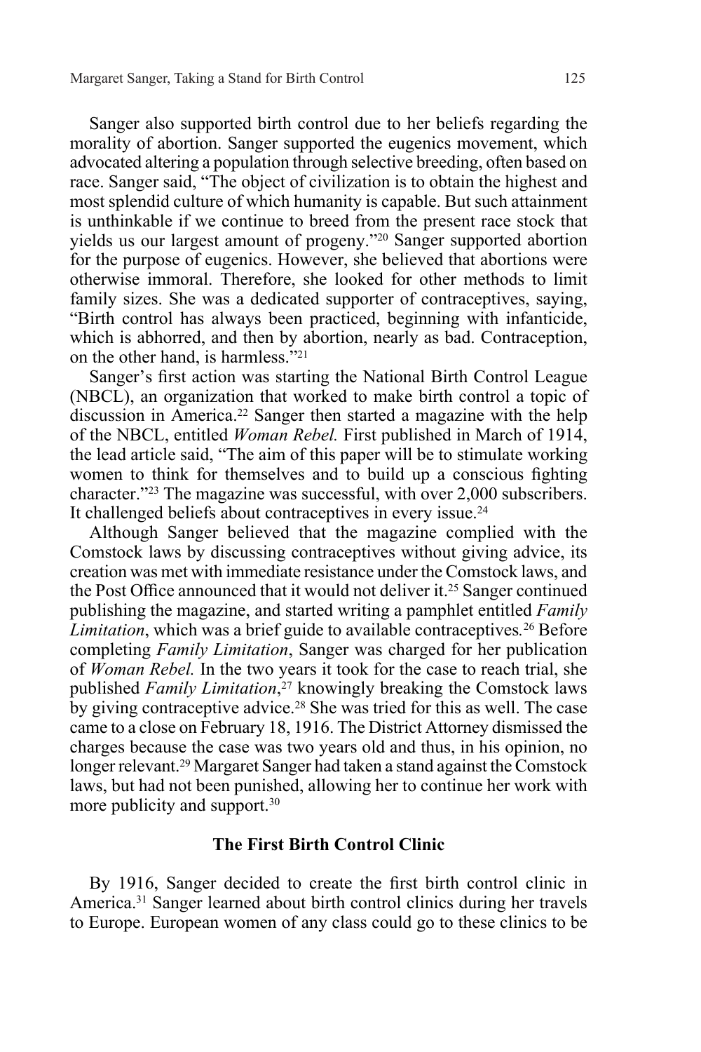Sanger also supported birth control due to her beliefs regarding the morality of abortion. Sanger supported the eugenics movement, which advocated altering a population through selective breeding, often based on race. Sanger said, "The object of civilization is to obtain the highest and most splendid culture of which humanity is capable. But such attainment is unthinkable if we continue to breed from the present race stock that yields us our largest amount of progeny."[20] Sanger supported abortion for the purpose of eugenics. However, she believed that abortions were otherwise immoral. Therefore, she looked for other methods to limit family sizes. She was a dedicated supporter of contraceptives, saying, "Birth control has always been practiced, beginning with infanticide, which is abhorred, and then by abortion, nearly as bad. Contraception, on the other hand, is harmless."[21]

Sanger's first action was starting the National Birth Control League (NBCL), an organization that worked to make birth control a topic of discussion in America.[22] Sanger then started a magazine with the help of the NBCL, entitled *Woman Rebel.* First published in March of 1914, the lead article said, "The aim of this paper will be to stimulate working women to think for themselves and to build up a conscious fighting character."[23] The magazine was successful, with over 2,000 subscribers. It challenged beliefs about contraceptives in every issue.[24]

Although Sanger believed that the magazine complied with the Comstock laws by discussing contraceptives without giving advice, its creation was met with immediate resistance under the Comstock laws, and the Post Office announced that it would not deliver it.[25] Sanger continued publishing the magazine, and started writing a pamphlet entitled *Family Limitation*, which was a brief guide to available contraceptives.[26] Before completing *Family Limitation*, Sanger was charged for her publication of *Woman Rebel.* In the two years it took for the case to reach trial, she published *Family Limitation*,[27] knowingly breaking the Comstock laws by giving contraceptive advice.[28] She was tried for this as well. The case came to a close on February 18, 1916. The District Attorney dismissed the charges because the case was two years old and thus, in his opinion, no longer relevant.[29] Margaret Sanger had taken a stand against the Comstock laws, but had not been punished, allowing her to continue her work with more publicity and support.[30]

### The First Birth Control Clinic

By 1916, Sanger decided to create the first birth control clinic in America.[31] Sanger learned about birth control clinics during her travels to Europe. European women of any class could go to these clinics to be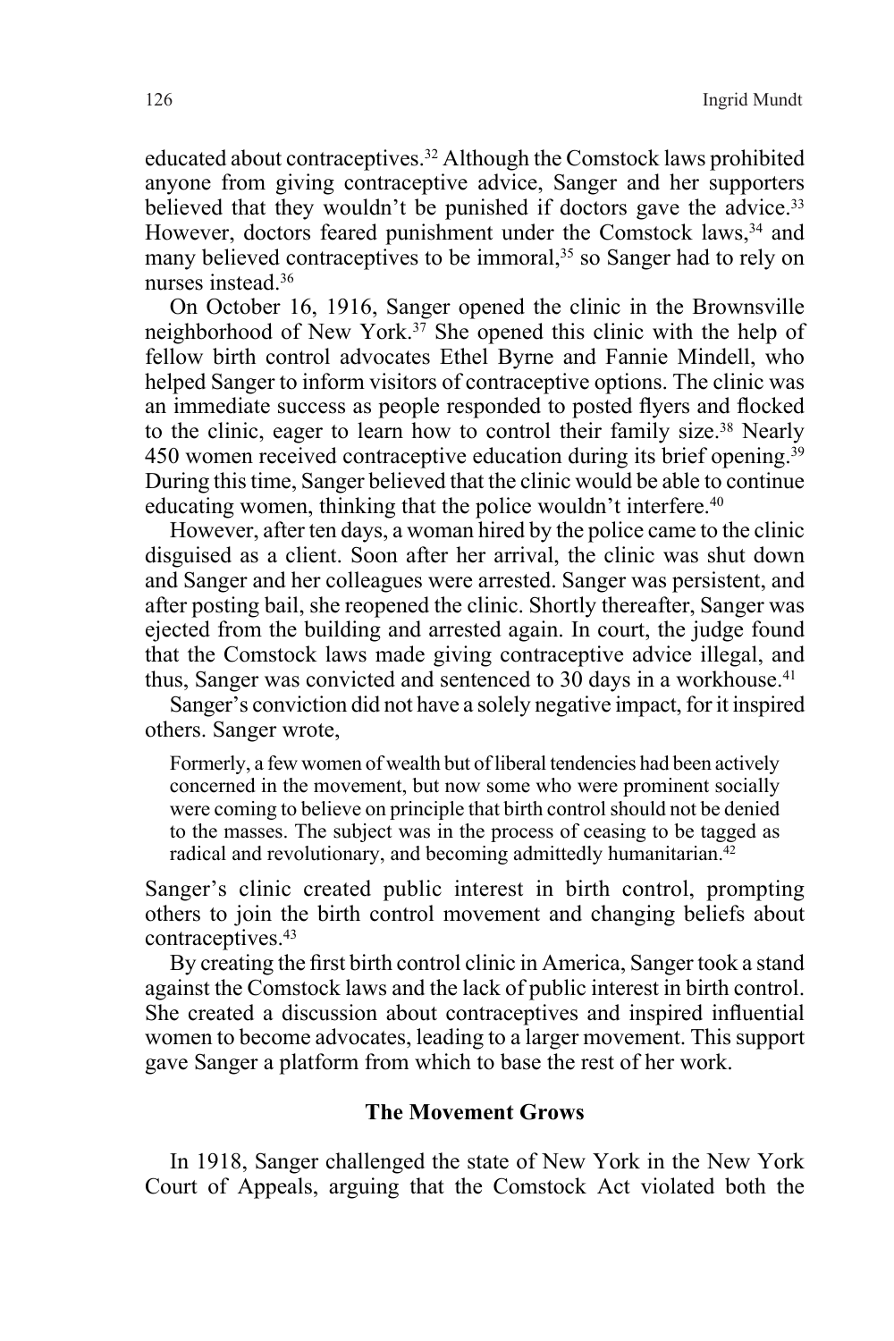educated about contraceptives.[32] Although the Comstock laws prohibited anyone from giving contraceptive advice, Sanger and her supporters believed that they wouldn't be punished if doctors gave the advice.[33] However, doctors feared punishment under the Comstock laws,[34] and many believed contraceptives to be immoral,[35] so Sanger had to rely on nurses instead.[36]

On October 16, 1916, Sanger opened the clinic in the Brownsville neighborhood of New York.[37] She opened this clinic with the help of fellow birth control advocates Ethel Byrne and Fannie Mindell, who helped Sanger to inform visitors of contraceptive options. The clinic was an immediate success as people responded to posted flyers and flocked to the clinic, eager to learn how to control their family size.[38] Nearly 450 women received contraceptive education during its brief opening.[39] During this time, Sanger believed that the clinic would be able to continue educating women, thinking that the police wouldn't interfere.[40]

However, after ten days, a woman hired by the police came to the clinic disguised as a client. Soon after her arrival, the clinic was shut down and Sanger and her colleagues were arrested. Sanger was persistent, and after posting bail, she reopened the clinic. Shortly thereafter, Sanger was ejected from the building and arrested again. In court, the judge found that the Comstock laws made giving contraceptive advice illegal, and thus, Sanger was convicted and sentenced to 30 days in a workhouse.[41]

Sanger's conviction did not have a solely negative impact, for it inspired others. Sanger wrote,

> Formerly, a few women of wealth but of liberal tendencies had been actively concerned in the movement, but now some who were prominent socially were coming to believe on principle that birth control should not be denied to the masses. The subject was in the process of ceasing to be tagged as radical and revolutionary, and becoming admittedly humanitarian.[42]

Sanger's clinic created public interest in birth control, prompting others to join the birth control movement and changing beliefs about contraceptives.[43]

By creating the first birth control clinic in America, Sanger took a stand against the Comstock laws and the lack of public interest in birth control. She created a discussion about contraceptives and inspired influential women to become advocates, leading to a larger movement. This support gave Sanger a platform from which to base the rest of her work.

## The Movement Grows

In 1918, Sanger challenged the state of New York in the New York Court of Appeals, arguing that the Comstock Act violated both the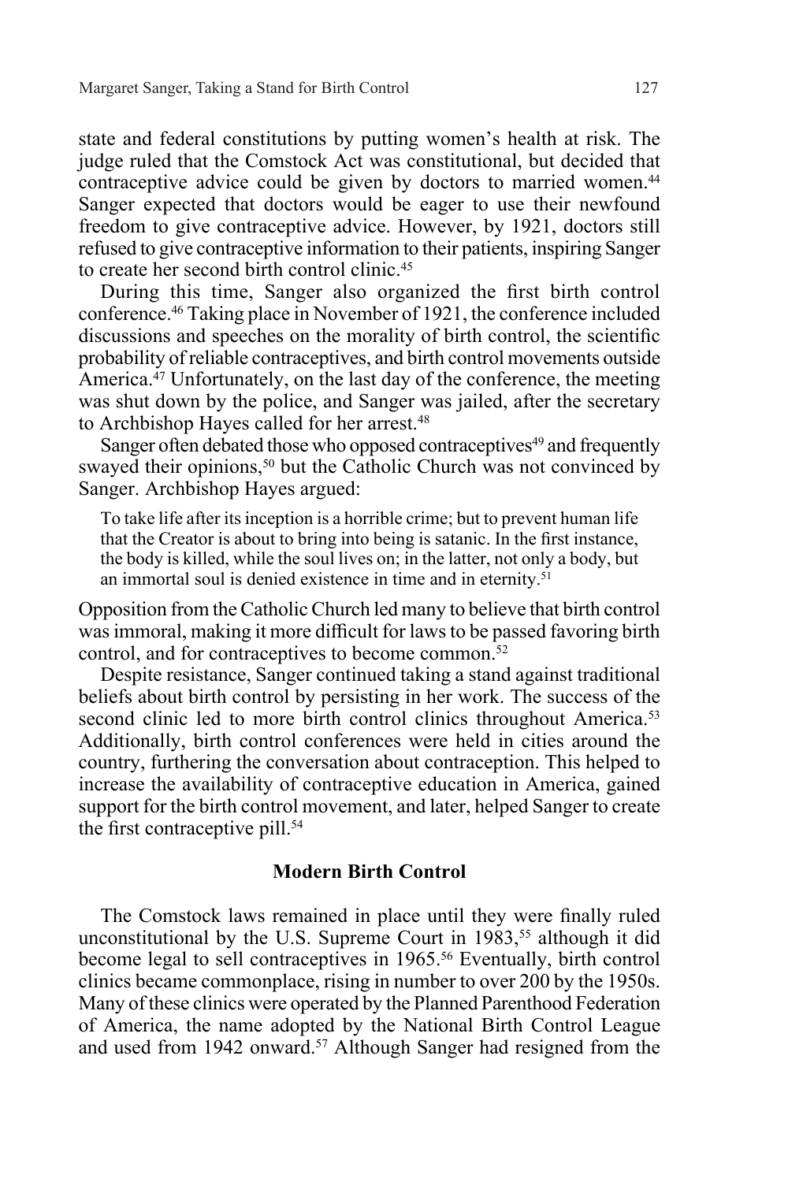state and federal constitutions by putting women's health at risk. The judge ruled that the Comstock Act was constitutional, but decided that contraceptive advice could be given by doctors to married women.[44] Sanger expected that doctors would be eager to use their newfound freedom to give contraceptive advice. However, by 1921, doctors still refused to give contraceptive information to their patients, inspiring Sanger to create her second birth control clinic.[45]

During this time, Sanger also organized the first birth control conference.[46] Taking place in November of 1921, the conference included discussions and speeches on the morality of birth control, the scientific probability of reliable contraceptives, and birth control movements outside America.[47] Unfortunately, on the last day of the conference, the meeting was shut down by the police, and Sanger was jailed, after the secretary to Archbishop Hayes called for her arrest.[48]

Sanger often debated those who opposed contraceptives[49] and frequently swayed their opinions,[50] but the Catholic Church was not convinced by Sanger. Archbishop Hayes argued:

> To take life after its inception is a horrible crime; but to prevent human life that the Creator is about to bring into being is satanic. In the first instance, the body is killed, while the soul lives on; in the latter, not only a body, but an immortal soul is denied existence in time and in eternity.[51]

Opposition from the Catholic Church led many to believe that birth control was immoral, making it more difficult for laws to be passed favoring birth control, and for contraceptives to become common.[52]

Despite resistance, Sanger continued taking a stand against traditional beliefs about birth control by persisting in her work. The success of the second clinic led to more birth control clinics throughout America.[53] Additionally, birth control conferences were held in cities around the country, furthering the conversation about contraception. This helped to increase the availability of contraceptive education in America, gained support for the birth control movement, and later, helped Sanger to create the first contraceptive pill.[54]

### Modern Birth Control

The Comstock laws remained in place until they were finally ruled unconstitutional by the U.S. Supreme Court in 1983,[55] although it did become legal to sell contraceptives in 1965.[56] Eventually, birth control clinics became commonplace, rising in number to over 200 by the 1950s. Many of these clinics were operated by the Planned Parenthood Federation of America, the name adopted by the National Birth Control League and used from 1942 onward.[57] Although Sanger had resigned from the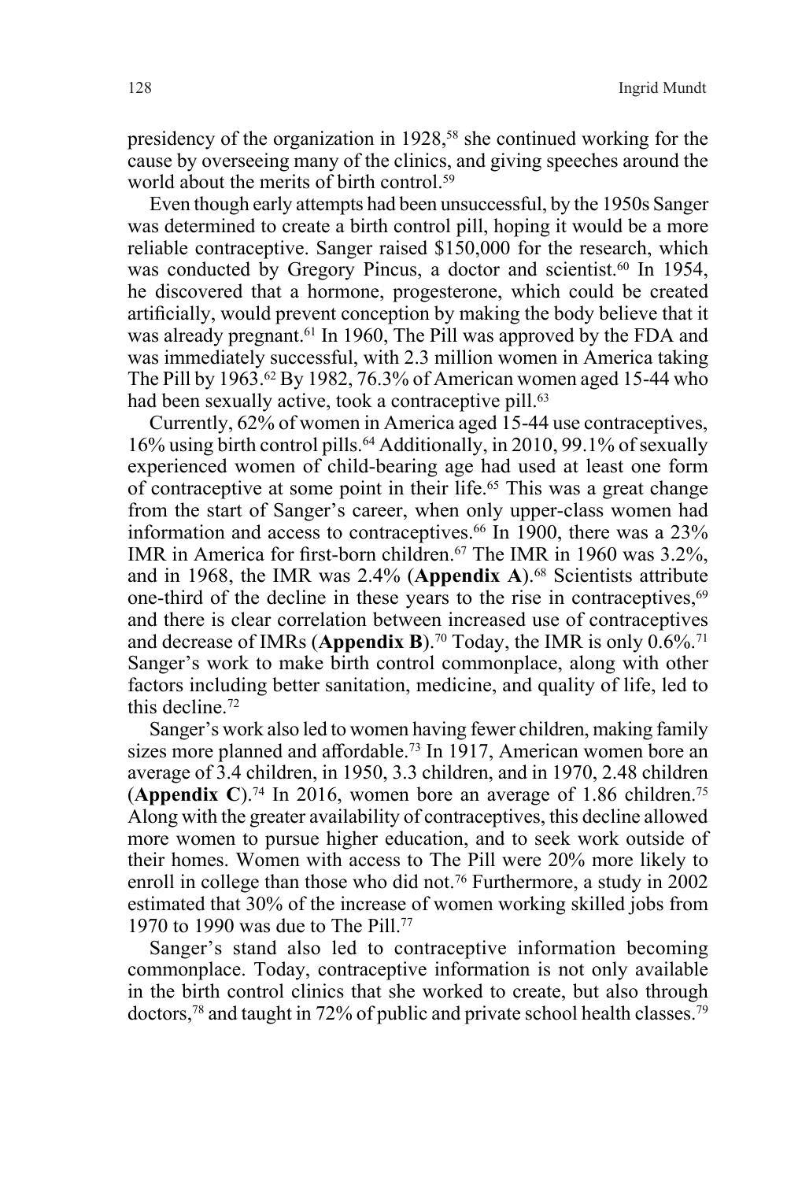presidency of the organization in 1928,[58] she continued working for the cause by overseeing many of the clinics, and giving speeches around the world about the merits of birth control.[59]

Even though early attempts had been unsuccessful, by the 1950s Sanger was determined to create a birth control pill, hoping it would be a more reliable contraceptive. Sanger raised $150,000 for the research, which was conducted by Gregory Pincus, a doctor and scientist.[60] In 1954, he discovered that a hormone, progesterone, which could be created artificially, would prevent conception by making the body believe that it was already pregnant.[61] In 1960, The Pill was approved by the FDA and was immediately successful, with 2.3 million women in America taking The Pill by 1963.[62] By 1982, 76.3% of American women aged 15-44 who had been sexually active, took a contraceptive pill.[63]

Currently, 62% of women in America aged 15-44 use contraceptives, 16% using birth control pills.[64] Additionally, in 2010, 99.1% of sexually experienced women of child-bearing age had used at least one form of contraceptive at some point in their life.[65] This was a great change from the start of Sanger's career, when only upper-class women had information and access to contraceptives.[66] In 1900, there was a 23% IMR in America for first-born children.[67] The IMR in 1960 was 3.2%, and in 1968, the IMR was 2.4% (**Appendix A**).[68] Scientists attribute one-third of the decline in these years to the rise in contraceptives,[69] and there is clear correlation between increased use of contraceptives and decrease of IMRs (**Appendix B**).[70] Today, the IMR is only 0.6%.[71] Sanger's work to make birth control commonplace, along with other factors including better sanitation, medicine, and quality of life, led to this decline.[72]

Sanger's work also led to women having fewer children, making family sizes more planned and affordable.[73] In 1917, American women bore an average of 3.4 children, in 1950, 3.3 children, and in 1970, 2.48 children (**Appendix C**).[74] In 2016, women bore an average of 1.86 children.[75] Along with the greater availability of contraceptives, this decline allowed more women to pursue higher education, and to seek work outside of their homes. Women with access to The Pill were 20% more likely to enroll in college than those who did not.[76] Furthermore, a study in 2002 estimated that 30% of the increase of women working skilled jobs from 1970 to 1990 was due to The Pill.[77]

Sanger's stand also led to contraceptive information becoming commonplace. Today, contraceptive information is not only available in the birth control clinics that she worked to create, but also through doctors,[78] and taught in 72% of public and private school health classes.[79]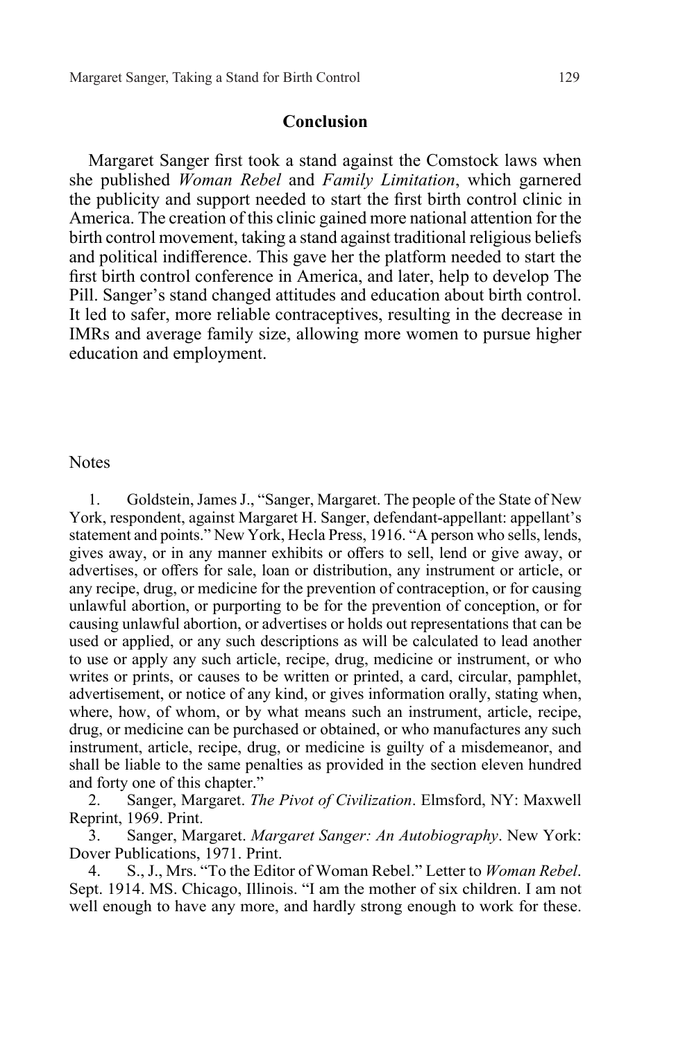## Conclusion

Margaret Sanger first took a stand against the Comstock laws when she published *Woman Rebel* and *Family Limitation*, which garnered the publicity and support needed to start the first birth control clinic in America. The creation of this clinic gained more national attention for the birth control movement, taking a stand against traditional religious beliefs and political indifference. This gave her the platform needed to start the first birth control conference in America, and later, help to develop The Pill. Sanger's stand changed attitudes and education about birth control. It led to safer, more reliable contraceptives, resulting in the decrease in IMRs and average family size, allowing more women to pursue higher education and employment.

Notes

1. Goldstein, James J., "Sanger, Margaret. The people of the State of New York, respondent, against Margaret H. Sanger, defendant-appellant: appellant's statement and points." New York, Hecla Press, 1916. "A person who sells, lends, gives away, or in any manner exhibits or offers to sell, lend or give away, or advertises, or offers for sale, loan or distribution, any instrument or article, or any recipe, drug, or medicine for the prevention of contraception, or for causing unlawful abortion, or purporting to be for the prevention of conception, or for causing unlawful abortion, or advertises or holds out representations that can be used or applied, or any such descriptions as will be calculated to lead another to use or apply any such article, recipe, drug, medicine or instrument, or who writes or prints, or causes to be written or printed, a card, circular, pamphlet, advertisement, or notice of any kind, or gives information orally, stating when, where, how, of whom, or by what means such an instrument, article, recipe, drug, or medicine can be purchased or obtained, or who manufactures any such instrument, article, recipe, drug, or medicine is guilty of a misdemeanor, and shall be liable to the same penalties as provided in the section eleven hundred and forty one of this chapter."
2. Sanger, Margaret. *The Pivot of Civilization*. Elmsford, NY: Maxwell Reprint, 1969. Print.
3. Sanger, Margaret. *Margaret Sanger: An Autobiography*. New York: Dover Publications, 1971. Print.
4. S., J., Mrs. "To the Editor of Woman Rebel." Letter to *Woman Rebel*. Sept. 1914. MS. Chicago, Illinois. "I am the mother of six children. I am not well enough to have any more, and hardly strong enough to work for these.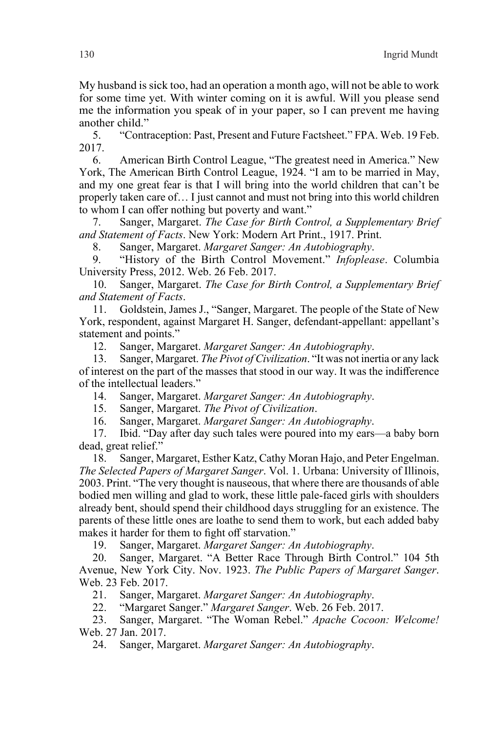My husband is sick too, had an operation a month ago, will not be able to work for some time yet. With winter coming on it is awful. Will you please send me the information you speak of in your paper, so I can prevent me having another child."

5. "Contraception: Past, Present and Future Factsheet." FPA. Web. 19 Feb. 2017.

6. American Birth Control League, "The greatest need in America." New York, The American Birth Control League, 1924. "I am to be married in May, and my one great fear is that I will bring into the world children that can't be properly taken care of… I just cannot and must not bring into this world children to whom I can offer nothing but poverty and want."

7. Sanger, Margaret. *The Case for Birth Control, a Supplementary Brief and Statement of Facts*. New York: Modern Art Print., 1917. Print.

8. Sanger, Margaret. *Margaret Sanger: An Autobiography*.

9. "History of the Birth Control Movement." *Infoplease*. Columbia University Press, 2012. Web. 26 Feb. 2017.

10. Sanger, Margaret. *The Case for Birth Control, a Supplementary Brief and Statement of Facts*.

11. Goldstein, James J., "Sanger, Margaret. The people of the State of New York, respondent, against Margaret H. Sanger, defendant-appellant: appellant's statement and points."

12. Sanger, Margaret. *Margaret Sanger: An Autobiography*.

13. Sanger, Margaret. *The Pivot of Civilization*. "It was not inertia or any lack of interest on the part of the masses that stood in our way. It was the indifference of the intellectual leaders."

14. Sanger, Margaret. *Margaret Sanger: An Autobiography*.

15. Sanger, Margaret. *The Pivot of Civilization*.

16. Sanger, Margaret. *Margaret Sanger: An Autobiography*.

17. Ibid. "Day after day such tales were poured into my ears—a baby born dead, great relief."

18. Sanger, Margaret, Esther Katz, Cathy Moran Hajo, and Peter Engelman. *The Selected Papers of Margaret Sanger*. Vol. 1. Urbana: University of Illinois, 2003. Print. "The very thought is nauseous, that where there are thousands of able bodied men willing and glad to work, these little pale-faced girls with shoulders already bent, should spend their childhood days struggling for an existence. The parents of these little ones are loathe to send them to work, but each added baby makes it harder for them to fight off starvation."

19. Sanger, Margaret. *Margaret Sanger: An Autobiography*.

20. Sanger, Margaret. "A Better Race Through Birth Control." 104 5th Avenue, New York City. Nov. 1923. *The Public Papers of Margaret Sanger*. Web. 23 Feb. 2017.

21. Sanger, Margaret. *Margaret Sanger: An Autobiography*.

22. "Margaret Sanger." *Margaret Sanger*. Web. 26 Feb. 2017.

23. Sanger, Margaret. "The Woman Rebel." *Apache Cocoon: Welcome!* Web. 27 Jan. 2017.

24. Sanger, Margaret. *Margaret Sanger: An Autobiography*.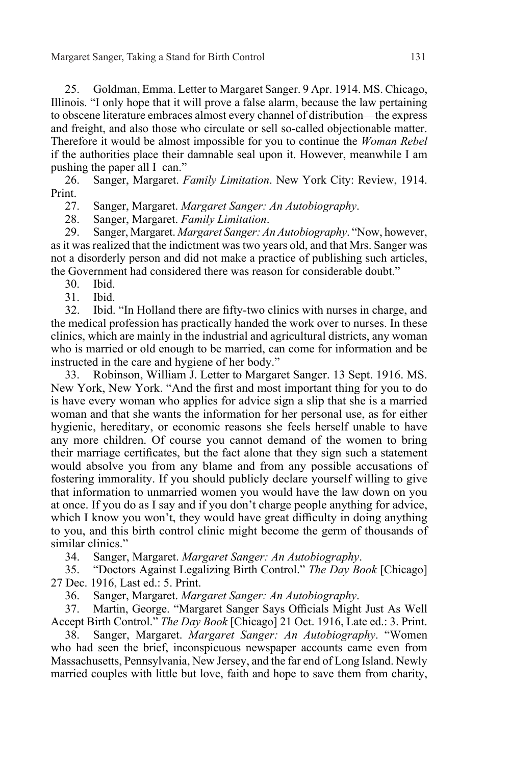25. Goldman, Emma. Letter to Margaret Sanger. 9 Apr. 1914. MS. Chicago, Illinois. "I only hope that it will prove a false alarm, because the law pertaining to obscene literature embraces almost every channel of distribution—the express and freight, and also those who circulate or sell so-called objectionable matter. Therefore it would be almost impossible for you to continue the *Woman Rebel* if the authorities place their damnable seal upon it. However, meanwhile I am pushing the paper all I can."

26. Sanger, Margaret. *Family Limitation*. New York City: Review, 1914. Print.

27. Sanger, Margaret. *Margaret Sanger: An Autobiography*.

28. Sanger, Margaret. *Family Limitation*.

29. Sanger, Margaret. *Margaret Sanger: An Autobiography*. "Now, however, as it was realized that the indictment was two years old, and that Mrs. Sanger was not a disorderly person and did not make a practice of publishing such articles, the Government had considered there was reason for considerable doubt."

30. Ibid.

31. Ibid.

32. Ibid. "In Holland there are fifty-two clinics with nurses in charge, and the medical profession has practically handed the work over to nurses. In these clinics, which are mainly in the industrial and agricultural districts, any woman who is married or old enough to be married, can come for information and be instructed in the care and hygiene of her body."

33. Robinson, William J. Letter to Margaret Sanger. 13 Sept. 1916. MS. New York, New York. "And the first and most important thing for you to do is have every woman who applies for advice sign a slip that she is a married woman and that she wants the information for her personal use, as for either hygienic, hereditary, or economic reasons she feels herself unable to have any more children. Of course you cannot demand of the women to bring their marriage certificates, but the fact alone that they sign such a statement would absolve you from any blame and from any possible accusations of fostering immorality. If you should publicly declare yourself willing to give that information to unmarried women you would have the law down on you at once. If you do as I say and if you don't charge people anything for advice, which I know you won't, they would have great difficulty in doing anything to you, and this birth control clinic might become the germ of thousands of similar clinics."

34. Sanger, Margaret. *Margaret Sanger: An Autobiography*.

35. "Doctors Against Legalizing Birth Control." *The Day Book* [Chicago] 27 Dec. 1916, Last ed.: 5. Print.

36. Sanger, Margaret. *Margaret Sanger: An Autobiography*.

37. Martin, George. "Margaret Sanger Says Officials Might Just As Well Accept Birth Control." *The Day Book* [Chicago] 21 Oct. 1916, Late ed.: 3. Print.

38. Sanger, Margaret. *Margaret Sanger: An Autobiography*. "Women who had seen the brief, inconspicuous newspaper accounts came even from Massachusetts, Pennsylvania, New Jersey, and the far end of Long Island. Newly married couples with little but love, faith and hope to save them from charity,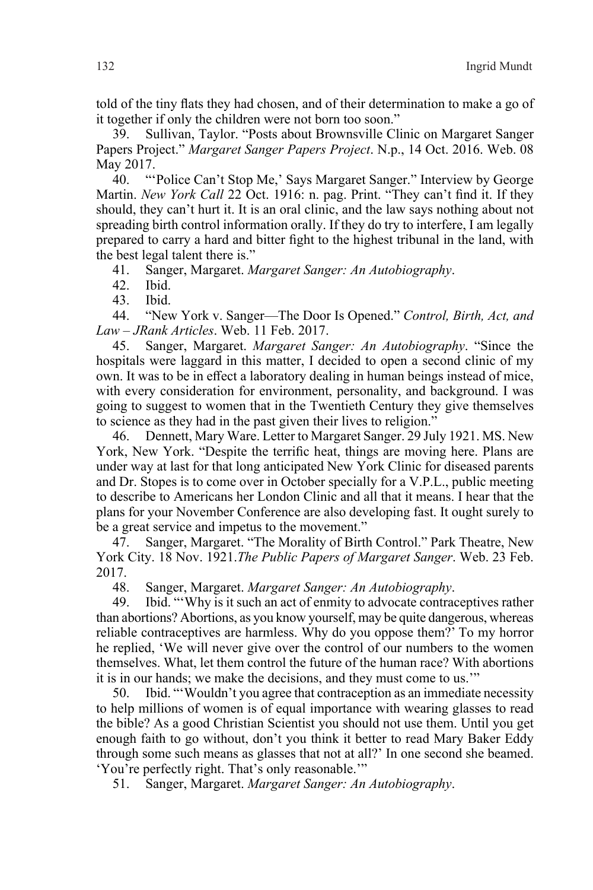told of the tiny flats they had chosen, and of their determination to make a go of it together if only the children were not born too soon."

39. Sullivan, Taylor. "Posts about Brownsville Clinic on Margaret Sanger Papers Project." *Margaret Sanger Papers Project*. N.p., 14 Oct. 2016. Web. 08 May 2017.

40. "'Police Can't Stop Me,' Says Margaret Sanger." Interview by George Martin. *New York Call* 22 Oct. 1916: n. pag. Print. "They can't find it. If they should, they can't hurt it. It is an oral clinic, and the law says nothing about not spreading birth control information orally. If they do try to interfere, I am legally prepared to carry a hard and bitter fight to the highest tribunal in the land, with the best legal talent there is."

41. Sanger, Margaret. *Margaret Sanger: An Autobiography*.

42. Ibid.

43. Ibid.

44. "New York v. Sanger—The Door Is Opened." *Control, Birth, Act, and Law – JRank Articles*. Web. 11 Feb. 2017.

45. Sanger, Margaret. *Margaret Sanger: An Autobiography*. "Since the hospitals were laggard in this matter, I decided to open a second clinic of my own. It was to be in effect a laboratory dealing in human beings instead of mice, with every consideration for environment, personality, and background. I was going to suggest to women that in the Twentieth Century they give themselves to science as they had in the past given their lives to religion."

46. Dennett, Mary Ware. Letter to Margaret Sanger. 29 July 1921. MS. New York, New York. "Despite the terrific heat, things are moving here. Plans are under way at last for that long anticipated New York Clinic for diseased parents and Dr. Stopes is to come over in October specially for a V.P.L., public meeting to describe to Americans her London Clinic and all that it means. I hear that the plans for your November Conference are also developing fast. It ought surely to be a great service and impetus to the movement."

47. Sanger, Margaret. "The Morality of Birth Control." Park Theatre, New York City. 18 Nov. 1921.*The Public Papers of Margaret Sanger*. Web. 23 Feb. 2017.

48. Sanger, Margaret. *Margaret Sanger: An Autobiography*.

49. Ibid. "'Why is it such an act of enmity to advocate contraceptives rather than abortions? Abortions, as you know yourself, may be quite dangerous, whereas reliable contraceptives are harmless. Why do you oppose them?' To my horror he replied, 'We will never give over the control of our numbers to the women themselves. What, let them control the future of the human race? With abortions it is in our hands; we make the decisions, and they must come to us.'"

50. Ibid. "'Wouldn't you agree that contraception as an immediate necessity to help millions of women is of equal importance with wearing glasses to read the bible? As a good Christian Scientist you should not use them. Until you get enough faith to go without, don't you think it better to read Mary Baker Eddy through some such means as glasses that not at all?' In one second she beamed. 'You're perfectly right. That's only reasonable.'"

51. Sanger, Margaret. *Margaret Sanger: An Autobiography*.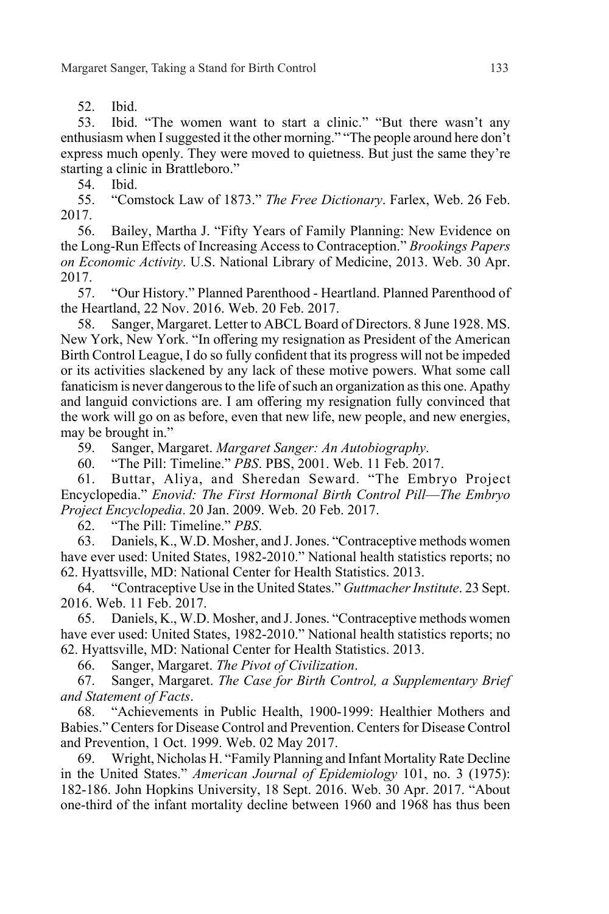52. Ibid.

53. Ibid. "The women want to start a clinic." "But there wasn't any enthusiasm when I suggested it the other morning." "The people around here don't express much openly. They were moved to quietness. But just the same they're starting a clinic in Brattleboro."

54. Ibid.

55. "Comstock Law of 1873." *The Free Dictionary*. Farlex, Web. 26 Feb. 2017.

56. Bailey, Martha J. "Fifty Years of Family Planning: New Evidence on the Long-Run Effects of Increasing Access to Contraception." *Brookings Papers on Economic Activity*. U.S. National Library of Medicine, 2013. Web. 30 Apr. 2017.

57. "Our History." Planned Parenthood - Heartland. Planned Parenthood of the Heartland, 22 Nov. 2016. Web. 20 Feb. 2017.

58. Sanger, Margaret. Letter to ABCL Board of Directors. 8 June 1928. MS. New York, New York. "In offering my resignation as President of the American Birth Control League, I do so fully confident that its progress will not be impeded or its activities slackened by any lack of these motive powers. What some call fanaticism is never dangerous to the life of such an organization as this one. Apathy and languid convictions are. I am offering my resignation fully convinced that the work will go on as before, even that new life, new people, and new energies, may be brought in."

59. Sanger, Margaret. *Margaret Sanger: An Autobiography*.

60. "The Pill: Timeline." *PBS*. PBS, 2001. Web. 11 Feb. 2017.

61. Buttar, Aliya, and Sheredan Seward. "The Embryo Project Encyclopedia." *Enovid: The First Hormonal Birth Control Pill—The Embryo Project Encyclopedia*. 20 Jan. 2009. Web. 20 Feb. 2017.

62. "The Pill: Timeline." *PBS*.

63. Daniels, K., W.D. Mosher, and J. Jones. "Contraceptive methods women have ever used: United States, 1982-2010." National health statistics reports; no 62. Hyattsville, MD: National Center for Health Statistics. 2013.

64. "Contraceptive Use in the United States." *Guttmacher Institute*. 23 Sept. 2016. Web. 11 Feb. 2017.

65. Daniels, K., W.D. Mosher, and J. Jones. "Contraceptive methods women have ever used: United States, 1982-2010." National health statistics reports; no 62. Hyattsville, MD: National Center for Health Statistics. 2013.

66. Sanger, Margaret. *The Pivot of Civilization*.

67. Sanger, Margaret. *The Case for Birth Control, a Supplementary Brief and Statement of Facts*.

68. "Achievements in Public Health, 1900-1999: Healthier Mothers and Babies." Centers for Disease Control and Prevention. Centers for Disease Control and Prevention, 1 Oct. 1999. Web. 02 May 2017.

69. Wright, Nicholas H. "Family Planning and Infant Mortality Rate Decline in the United States." *American Journal of Epidemiology* 101, no. 3 (1975): 182-186. John Hopkins University, 18 Sept. 2016. Web. 30 Apr. 2017. "About one-third of the infant mortality decline between 1960 and 1968 has thus been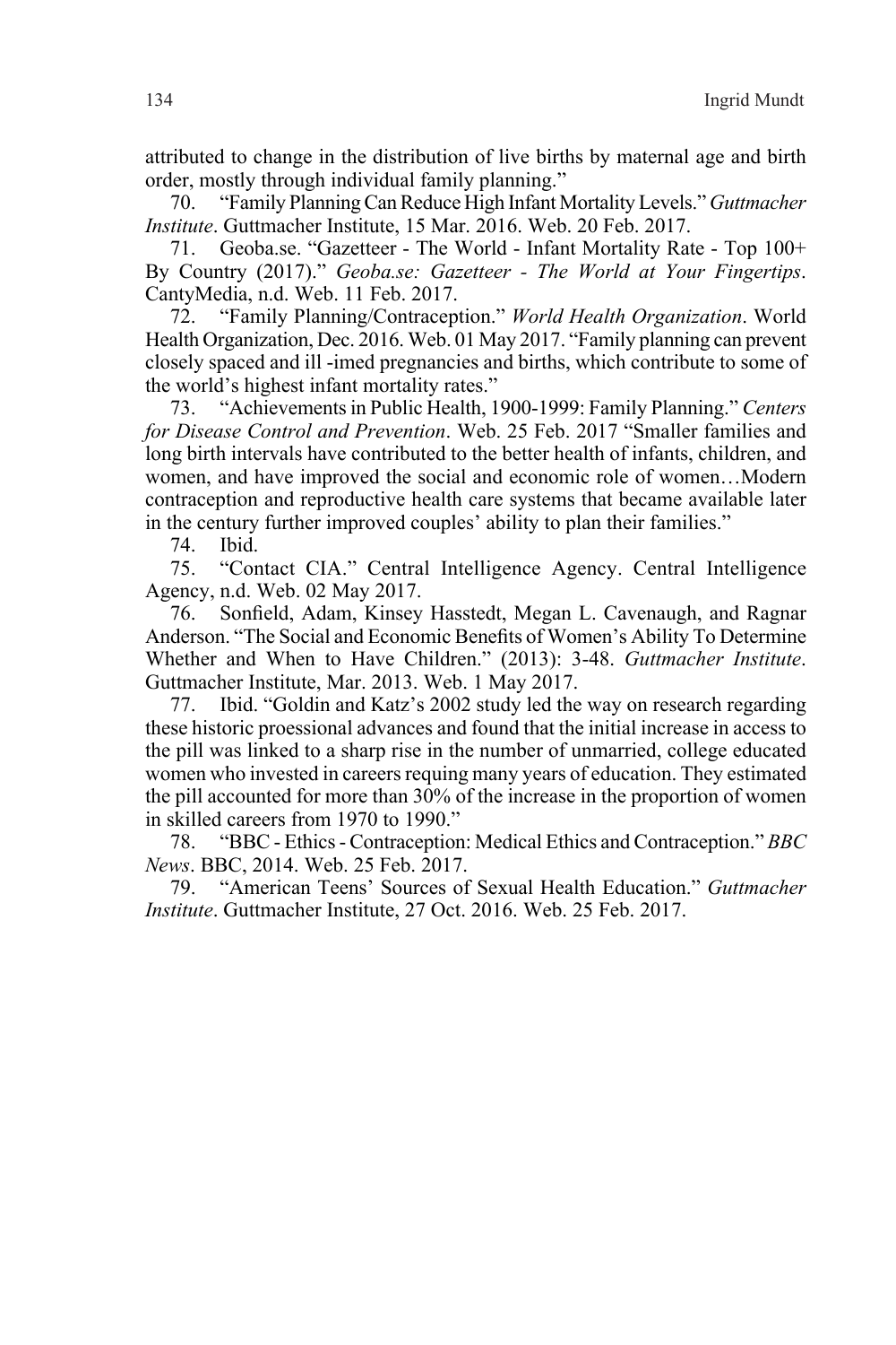attributed to change in the distribution of live births by maternal age and birth order, mostly through individual family planning."

70. "Family Planning Can Reduce High Infant Mortality Levels." *Guttmacher Institute*. Guttmacher Institute, 15 Mar. 2016. Web. 20 Feb. 2017.

71. Geoba.se. "Gazetteer - The World - Infant Mortality Rate - Top 100+ By Country (2017)." *Geoba.se: Gazetteer - The World at Your Fingertips*. CantyMedia, n.d. Web. 11 Feb. 2017.

72. "Family Planning/Contraception." *World Health Organization*. World Health Organization, Dec. 2016. Web. 01 May 2017. "Family planning can prevent closely spaced and ill -imed pregnancies and births, which contribute to some of the world's highest infant mortality rates."

73. "Achievements in Public Health, 1900-1999: Family Planning." *Centers for Disease Control and Prevention*. Web. 25 Feb. 2017 "Smaller families and long birth intervals have contributed to the better health of infants, children, and women, and have improved the social and economic role of women…Modern contraception and reproductive health care systems that became available later in the century further improved couples' ability to plan their families."

74. Ibid.

75. "Contact CIA." Central Intelligence Agency. Central Intelligence Agency, n.d. Web. 02 May 2017.

76. Sonfield, Adam, Kinsey Hasstedt, Megan L. Cavenaugh, and Ragnar Anderson. "The Social and Economic Benefits of Women's Ability To Determine Whether and When to Have Children." (2013): 3-48. *Guttmacher Institute*. Guttmacher Institute, Mar. 2013. Web. 1 May 2017.

77. Ibid. "Goldin and Katz's 2002 study led the way on research regarding these historic proessional advances and found that the initial increase in access to the pill was linked to a sharp rise in the number of unmarried, college educated women who invested in careers requing many years of education. They estimated the pill accounted for more than 30% of the increase in the proportion of women in skilled careers from 1970 to 1990."

78. "BBC - Ethics - Contraception: Medical Ethics and Contraception." *BBC News*. BBC, 2014. Web. 25 Feb. 2017.

79. "American Teens' Sources of Sexual Health Education." *Guttmacher Institute*. Guttmacher Institute, 27 Oct. 2016. Web. 25 Feb. 2017.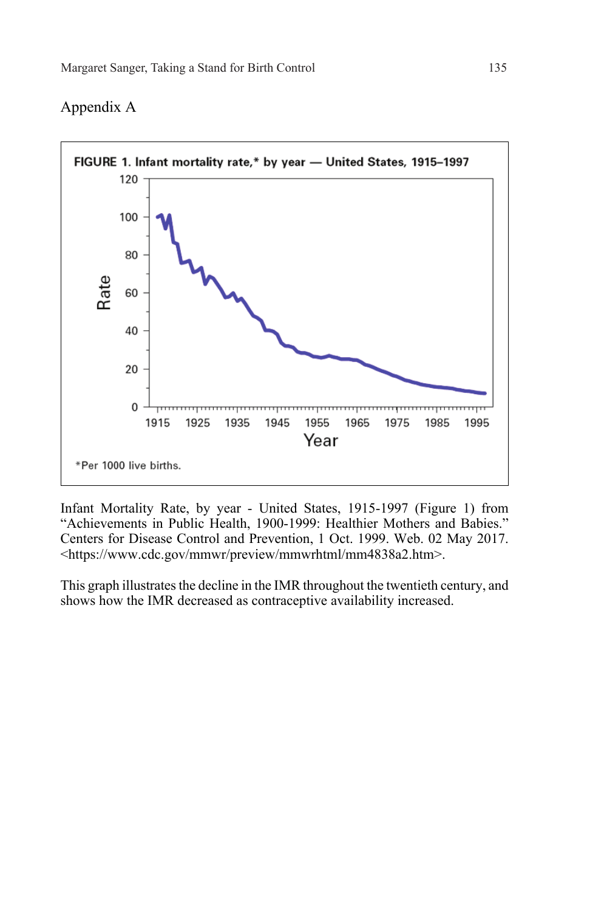## Appendix A

**FIGURE 1. Infant mortality rate,* by year — United States, 1915–1997**

*Per 1000 live births.

Infant Mortality Rate, by year - United States, 1915-1997 (Figure 1) from "Achievements in Public Health, 1900-1999: Healthier Mothers and Babies." Centers for Disease Control and Prevention, 1 Oct. 1999. Web. 02 May 2017. <https://www.cdc.gov/mmwr/preview/mmwrhtml/mm4838a2.htm>.

This graph illustrates the decline in the IMR throughout the twentieth century, and shows how the IMR decreased as contraceptive availability increased.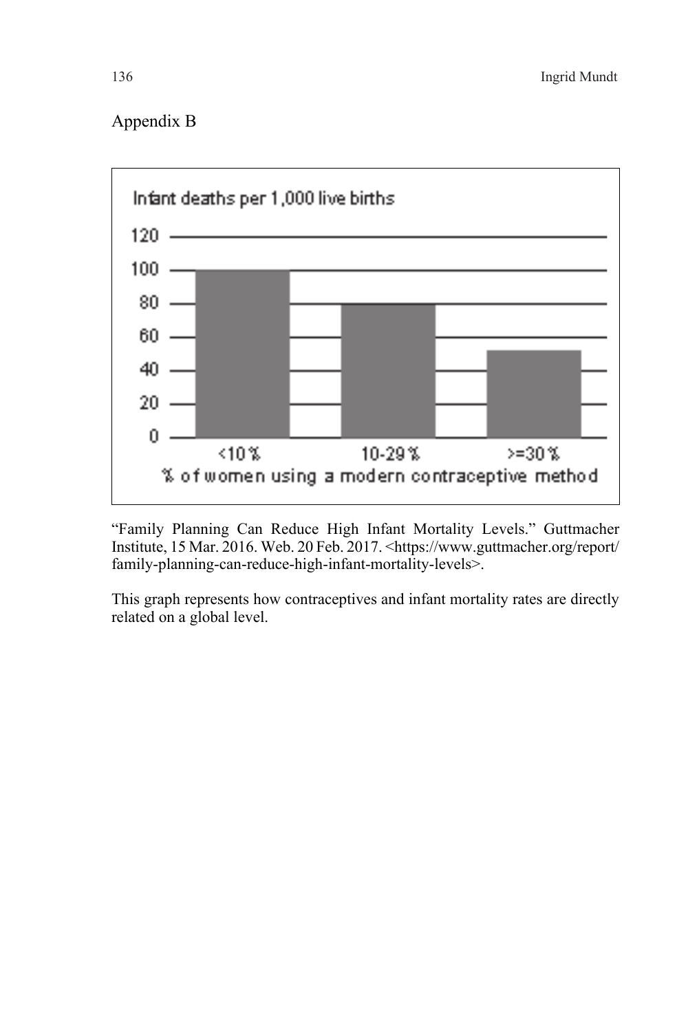## Appendix B

Infant deaths per 1,000 live births

| % of women using a modern contraceptive method | Infant deaths per 1,000 live births |
|---|---|
| <10 % | 100 |
| 10-29 % | 80 |
| >=30 % | 52 |

"Family Planning Can Reduce High Infant Mortality Levels." Guttmacher Institute, 15 Mar. 2016. Web. 20 Feb. 2017. <https://www.guttmacher.org/report/family-planning-can-reduce-high-infant-mortality-levels>.

This graph represents how contraceptives and infant mortality rates are directly related on a global level.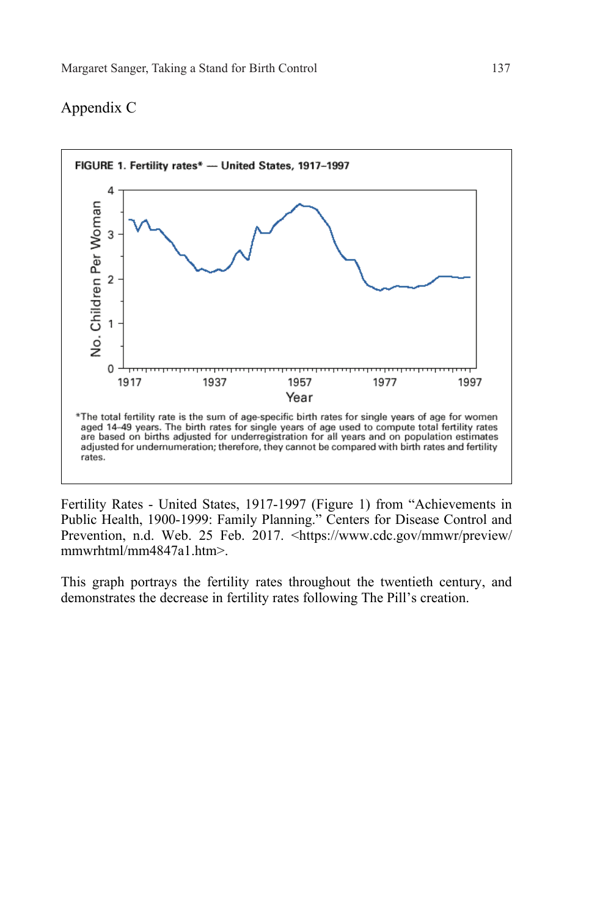## Appendix C

FIGURE 1. Fertility rates* — United States, 1917–1997

*The total fertility rate is the sum of age-specific birth rates for single years of age for women aged 14–49 years. The birth rates for single years of age used to compute total fertility rates are based on births adjusted for underregistration for all years and on population estimates adjusted for undernumeration; therefore, they cannot be compared with birth rates and fertility rates.

Fertility Rates - United States, 1917-1997 (Figure 1) from "Achievements in Public Health, 1900-1999: Family Planning." Centers for Disease Control and Prevention, n.d. Web. 25 Feb. 2017. <https://www.cdc.gov/mmwr/preview/mmwrhtml/mm4847a1.htm>.

This graph portrays the fertility rates throughout the twentieth century, and demonstrates the decrease in fertility rates following The Pill's creation.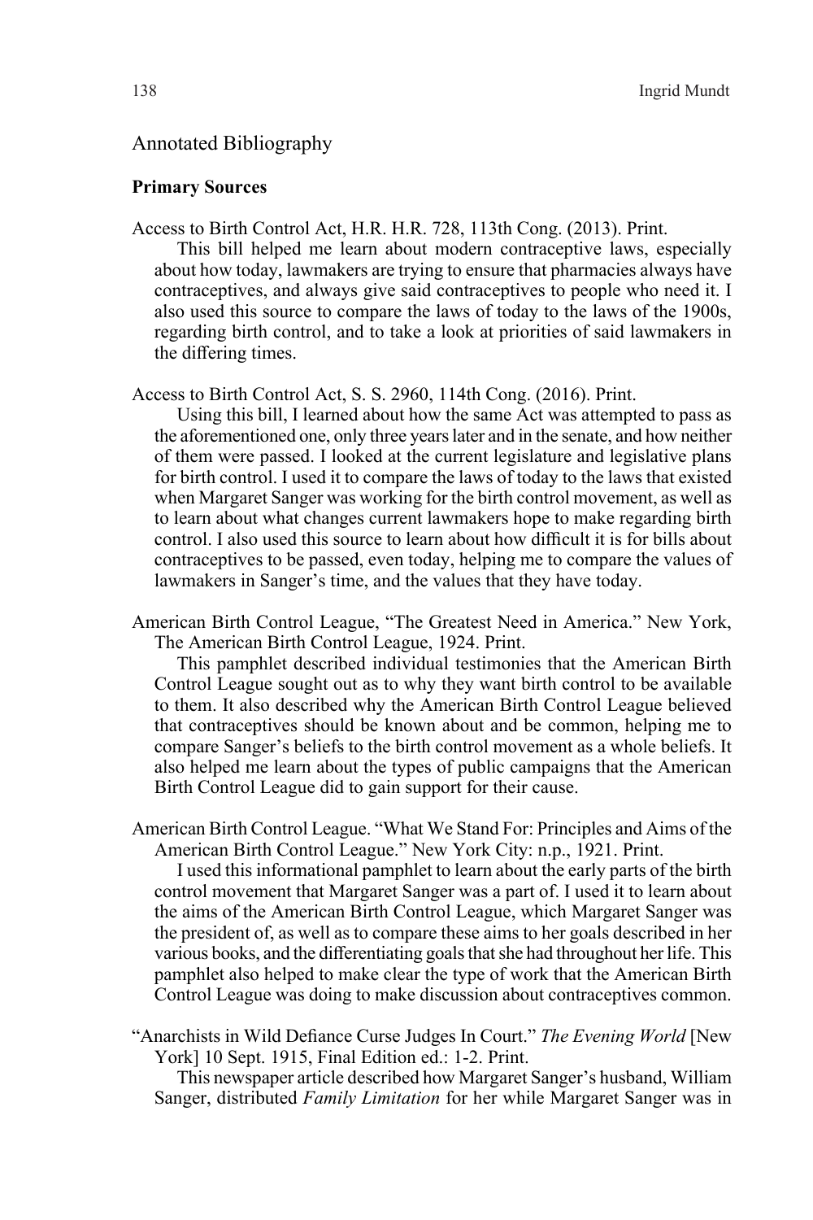## Annotated Bibliography

### Primary Sources

Access to Birth Control Act, H.R. H.R. 728, 113th Cong. (2013). Print.

This bill helped me learn about modern contraceptive laws, especially about how today, lawmakers are trying to ensure that pharmacies always have contraceptives, and always give said contraceptives to people who need it. I also used this source to compare the laws of today to the laws of the 1900s, regarding birth control, and to take a look at priorities of said lawmakers in the differing times.

Access to Birth Control Act, S. S. 2960, 114th Cong. (2016). Print.

Using this bill, I learned about how the same Act was attempted to pass as the aforementioned one, only three years later and in the senate, and how neither of them were passed. I looked at the current legislature and legislative plans for birth control. I used it to compare the laws of today to the laws that existed when Margaret Sanger was working for the birth control movement, as well as to learn about what changes current lawmakers hope to make regarding birth control. I also used this source to learn about how difficult it is for bills about contraceptives to be passed, even today, helping me to compare the values of lawmakers in Sanger's time, and the values that they have today.

American Birth Control League, "The Greatest Need in America." New York, The American Birth Control League, 1924. Print.

This pamphlet described individual testimonies that the American Birth Control League sought out as to why they want birth control to be available to them. It also described why the American Birth Control League believed that contraceptives should be known about and be common, helping me to compare Sanger's beliefs to the birth control movement as a whole beliefs. It also helped me learn about the types of public campaigns that the American Birth Control League did to gain support for their cause.

American Birth Control League. "What We Stand For: Principles and Aims of the American Birth Control League." New York City: n.p., 1921. Print.

I used this informational pamphlet to learn about the early parts of the birth control movement that Margaret Sanger was a part of. I used it to learn about the aims of the American Birth Control League, which Margaret Sanger was the president of, as well as to compare these aims to her goals described in her various books, and the differentiating goals that she had throughout her life. This pamphlet also helped to make clear the type of work that the American Birth Control League was doing to make discussion about contraceptives common.

"Anarchists in Wild Defiance Curse Judges In Court." *The Evening World* [New York] 10 Sept. 1915, Final Edition ed.: 1-2. Print.

This newspaper article described how Margaret Sanger's husband, William Sanger, distributed *Family Limitation* for her while Margaret Sanger was in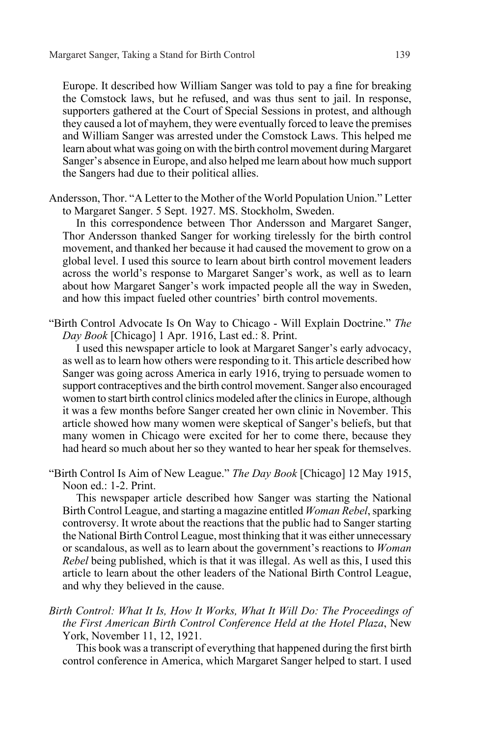Europe. It described how William Sanger was told to pay a fine for breaking the Comstock laws, but he refused, and was thus sent to jail. In response, supporters gathered at the Court of Special Sessions in protest, and although they caused a lot of mayhem, they were eventually forced to leave the premises and William Sanger was arrested under the Comstock Laws. This helped me learn about what was going on with the birth control movement during Margaret Sanger's absence in Europe, and also helped me learn about how much support the Sangers had due to their political allies.

Andersson, Thor. "A Letter to the Mother of the World Population Union." Letter to Margaret Sanger. 5 Sept. 1927. MS. Stockholm, Sweden.

In this correspondence between Thor Andersson and Margaret Sanger, Thor Andersson thanked Sanger for working tirelessly for the birth control movement, and thanked her because it had caused the movement to grow on a global level. I used this source to learn about birth control movement leaders across the world's response to Margaret Sanger's work, as well as to learn about how Margaret Sanger's work impacted people all the way in Sweden, and how this impact fueled other countries' birth control movements.

"Birth Control Advocate Is On Way to Chicago - Will Explain Doctrine." *The Day Book* [Chicago] 1 Apr. 1916, Last ed.: 8. Print.

I used this newspaper article to look at Margaret Sanger's early advocacy, as well as to learn how others were responding to it. This article described how Sanger was going across America in early 1916, trying to persuade women to support contraceptives and the birth control movement. Sanger also encouraged women to start birth control clinics modeled after the clinics in Europe, although it was a few months before Sanger created her own clinic in November. This article showed how many women were skeptical of Sanger's beliefs, but that many women in Chicago were excited for her to come there, because they had heard so much about her so they wanted to hear her speak for themselves.

"Birth Control Is Aim of New League." *The Day Book* [Chicago] 12 May 1915, Noon ed.: 1-2. Print.

This newspaper article described how Sanger was starting the National Birth Control League, and starting a magazine entitled *Woman Rebel*, sparking controversy. It wrote about the reactions that the public had to Sanger starting the National Birth Control League, most thinking that it was either unnecessary or scandalous, as well as to learn about the government's reactions to *Woman Rebel* being published, which is that it was illegal. As well as this, I used this article to learn about the other leaders of the National Birth Control League, and why they believed in the cause.

*Birth Control: What It Is, How It Works, What It Will Do: The Proceedings of the First American Birth Control Conference Held at the Hotel Plaza*, New York, November 11, 12, 1921.

This book was a transcript of everything that happened during the first birth control conference in America, which Margaret Sanger helped to start. I used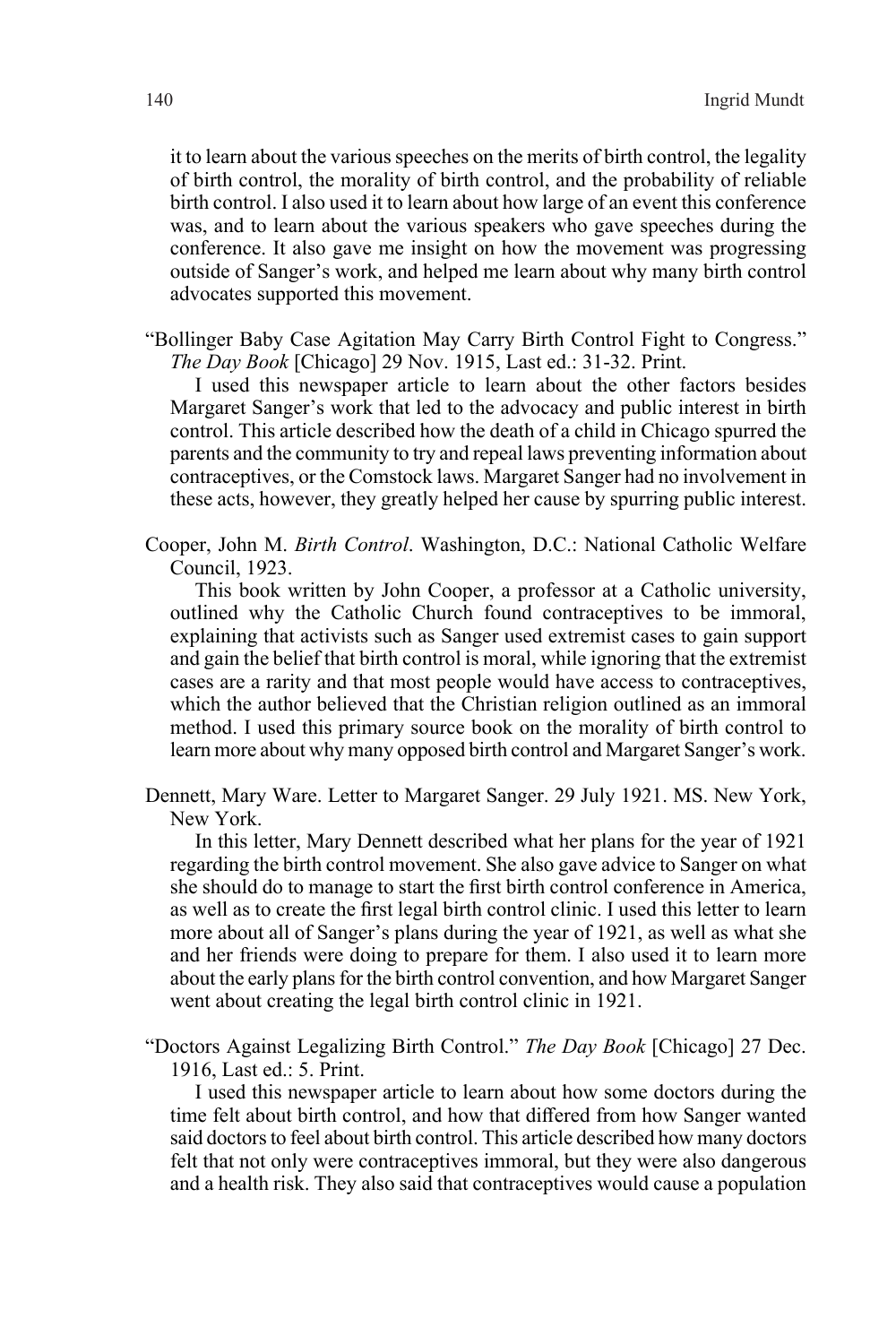it to learn about the various speeches on the merits of birth control, the legality of birth control, the morality of birth control, and the probability of reliable birth control. I also used it to learn about how large of an event this conference was, and to learn about the various speakers who gave speeches during the conference. It also gave me insight on how the movement was progressing outside of Sanger's work, and helped me learn about why many birth control advocates supported this movement.

"Bollinger Baby Case Agitation May Carry Birth Control Fight to Congress." *The Day Book* [Chicago] 29 Nov. 1915, Last ed.: 31-32. Print.

I used this newspaper article to learn about the other factors besides Margaret Sanger's work that led to the advocacy and public interest in birth control. This article described how the death of a child in Chicago spurred the parents and the community to try and repeal laws preventing information about contraceptives, or the Comstock laws. Margaret Sanger had no involvement in these acts, however, they greatly helped her cause by spurring public interest.

Cooper, John M. *Birth Control*. Washington, D.C.: National Catholic Welfare Council, 1923.

This book written by John Cooper, a professor at a Catholic university, outlined why the Catholic Church found contraceptives to be immoral, explaining that activists such as Sanger used extremist cases to gain support and gain the belief that birth control is moral, while ignoring that the extremist cases are a rarity and that most people would have access to contraceptives, which the author believed that the Christian religion outlined as an immoral method. I used this primary source book on the morality of birth control to learn more about why many opposed birth control and Margaret Sanger's work.

Dennett, Mary Ware. Letter to Margaret Sanger. 29 July 1921. MS. New York, New York.

In this letter, Mary Dennett described what her plans for the year of 1921 regarding the birth control movement. She also gave advice to Sanger on what she should do to manage to start the first birth control conference in America, as well as to create the first legal birth control clinic. I used this letter to learn more about all of Sanger's plans during the year of 1921, as well as what she and her friends were doing to prepare for them. I also used it to learn more about the early plans for the birth control convention, and how Margaret Sanger went about creating the legal birth control clinic in 1921.

"Doctors Against Legalizing Birth Control." *The Day Book* [Chicago] 27 Dec. 1916, Last ed.: 5. Print.

I used this newspaper article to learn about how some doctors during the time felt about birth control, and how that differed from how Sanger wanted said doctors to feel about birth control. This article described how many doctors felt that not only were contraceptives immoral, but they were also dangerous and a health risk. They also said that contraceptives would cause a population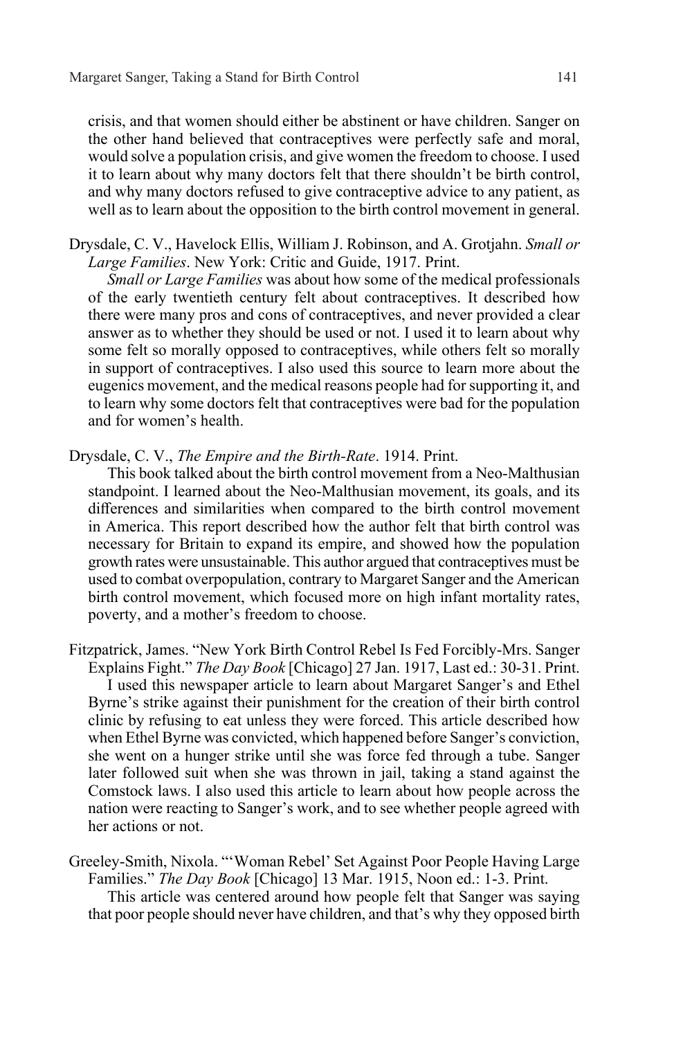crisis, and that women should either be abstinent or have children. Sanger on the other hand believed that contraceptives were perfectly safe and moral, would solve a population crisis, and give women the freedom to choose. I used it to learn about why many doctors felt that there shouldn't be birth control, and why many doctors refused to give contraceptive advice to any patient, as well as to learn about the opposition to the birth control movement in general.

Drysdale, C. V., Havelock Ellis, William J. Robinson, and A. Grotjahn. *Small or Large Families*. New York: Critic and Guide, 1917. Print.

*Small or Large Families* was about how some of the medical professionals of the early twentieth century felt about contraceptives. It described how there were many pros and cons of contraceptives, and never provided a clear answer as to whether they should be used or not. I used it to learn about why some felt so morally opposed to contraceptives, while others felt so morally in support of contraceptives. I also used this source to learn more about the eugenics movement, and the medical reasons people had for supporting it, and to learn why some doctors felt that contraceptives were bad for the population and for women's health.

Drysdale, C. V., *The Empire and the Birth-Rate*. 1914. Print.

This book talked about the birth control movement from a Neo-Malthusian standpoint. I learned about the Neo-Malthusian movement, its goals, and its differences and similarities when compared to the birth control movement in America. This report described how the author felt that birth control was necessary for Britain to expand its empire, and showed how the population growth rates were unsustainable. This author argued that contraceptives must be used to combat overpopulation, contrary to Margaret Sanger and the American birth control movement, which focused more on high infant mortality rates, poverty, and a mother's freedom to choose.

Fitzpatrick, James. "New York Birth Control Rebel Is Fed Forcibly-Mrs. Sanger Explains Fight." *The Day Book* [Chicago] 27 Jan. 1917, Last ed.: 30-31. Print.

I used this newspaper article to learn about Margaret Sanger's and Ethel Byrne's strike against their punishment for the creation of their birth control clinic by refusing to eat unless they were forced. This article described how when Ethel Byrne was convicted, which happened before Sanger's conviction, she went on a hunger strike until she was force fed through a tube. Sanger later followed suit when she was thrown in jail, taking a stand against the Comstock laws. I also used this article to learn about how people across the nation were reacting to Sanger's work, and to see whether people agreed with her actions or not.

Greeley-Smith, Nixola. "'Woman Rebel' Set Against Poor People Having Large Families." *The Day Book* [Chicago] 13 Mar. 1915, Noon ed.: 1-3. Print.

This article was centered around how people felt that Sanger was saying that poor people should never have children, and that's why they opposed birth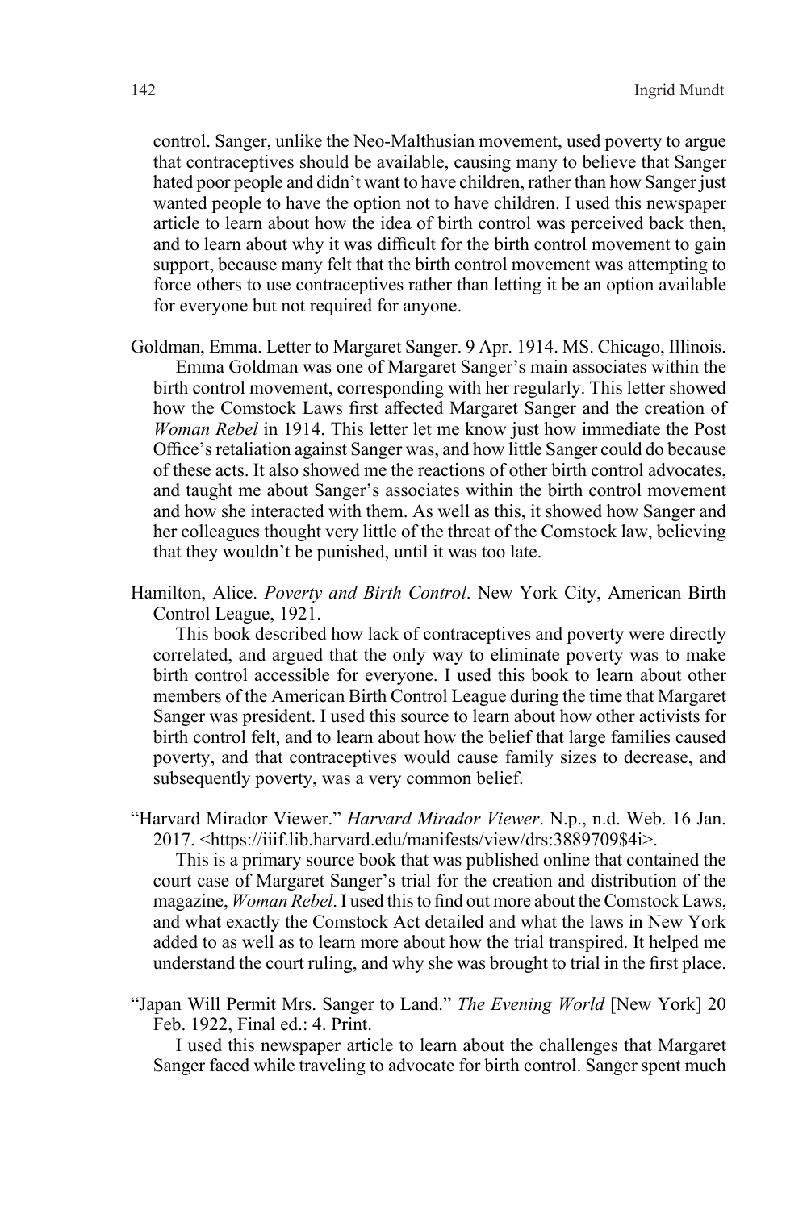control. Sanger, unlike the Neo-Malthusian movement, used poverty to argue that contraceptives should be available, causing many to believe that Sanger hated poor people and didn't want to have children, rather than how Sanger just wanted people to have the option not to have children. I used this newspaper article to learn about how the idea of birth control was perceived back then, and to learn about why it was difficult for the birth control movement to gain support, because many felt that the birth control movement was attempting to force others to use contraceptives rather than letting it be an option available for everyone but not required for anyone.

Goldman, Emma. Letter to Margaret Sanger. 9 Apr. 1914. MS. Chicago, Illinois.
Emma Goldman was one of Margaret Sanger's main associates within the birth control movement, corresponding with her regularly. This letter showed how the Comstock Laws first affected Margaret Sanger and the creation of *Woman Rebel* in 1914. This letter let me know just how immediate the Post Office's retaliation against Sanger was, and how little Sanger could do because of these acts. It also showed me the reactions of other birth control advocates, and taught me about Sanger's associates within the birth control movement and how she interacted with them. As well as this, it showed how Sanger and her colleagues thought very little of the threat of the Comstock law, believing that they wouldn't be punished, until it was too late.

Hamilton, Alice. *Poverty and Birth Control*. New York City, American Birth Control League, 1921.
This book described how lack of contraceptives and poverty were directly correlated, and argued that the only way to eliminate poverty was to make birth control accessible for everyone. I used this book to learn about other members of the American Birth Control League during the time that Margaret Sanger was president. I used this source to learn about how other activists for birth control felt, and to learn about how the belief that large families caused poverty, and that contraceptives would cause family sizes to decrease, and subsequently poverty, was a very common belief.

"Harvard Mirador Viewer." *Harvard Mirador Viewer*. N.p., n.d. Web. 16 Jan. 2017. <https://iiif.lib.harvard.edu/manifests/view/drs:3889709$4i>.
This is a primary source book that was published online that contained the court case of Margaret Sanger's trial for the creation and distribution of the magazine, *Woman Rebel*. I used this to find out more about the Comstock Laws, and what exactly the Comstock Act detailed and what the laws in New York added to as well as to learn more about how the trial transpired. It helped me understand the court ruling, and why she was brought to trial in the first place.

"Japan Will Permit Mrs. Sanger to Land." *The Evening World* [New York] 20 Feb. 1922, Final ed.: 4. Print.
I used this newspaper article to learn about the challenges that Margaret Sanger faced while traveling to advocate for birth control. Sanger spent much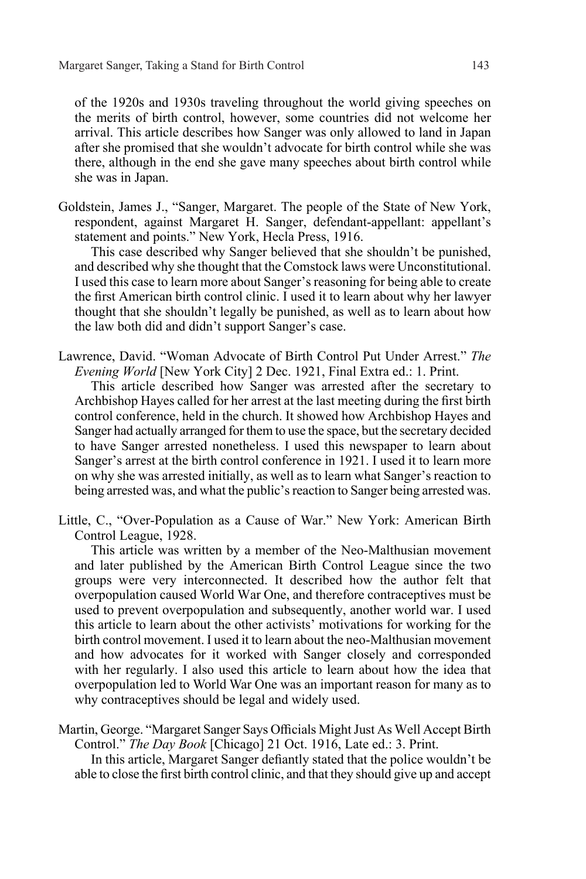of the 1920s and 1930s traveling throughout the world giving speeches on the merits of birth control, however, some countries did not welcome her arrival. This article describes how Sanger was only allowed to land in Japan after she promised that she wouldn't advocate for birth control while she was there, although in the end she gave many speeches about birth control while she was in Japan.

Goldstein, James J., "Sanger, Margaret. The people of the State of New York, respondent, against Margaret H. Sanger, defendant-appellant: appellant's statement and points." New York, Hecla Press, 1916.

This case described why Sanger believed that she shouldn't be punished, and described why she thought that the Comstock laws were Unconstitutional. I used this case to learn more about Sanger's reasoning for being able to create the first American birth control clinic. I used it to learn about why her lawyer thought that she shouldn't legally be punished, as well as to learn about how the law both did and didn't support Sanger's case.

Lawrence, David. "Woman Advocate of Birth Control Put Under Arrest." *The Evening World* [New York City] 2 Dec. 1921, Final Extra ed.: 1. Print.

This article described how Sanger was arrested after the secretary to Archbishop Hayes called for her arrest at the last meeting during the first birth control conference, held in the church. It showed how Archbishop Hayes and Sanger had actually arranged for them to use the space, but the secretary decided to have Sanger arrested nonetheless. I used this newspaper to learn about Sanger's arrest at the birth control conference in 1921. I used it to learn more on why she was arrested initially, as well as to learn what Sanger's reaction to being arrested was, and what the public's reaction to Sanger being arrested was.

Little, C., "Over-Population as a Cause of War." New York: American Birth Control League, 1928.

This article was written by a member of the Neo-Malthusian movement and later published by the American Birth Control League since the two groups were very interconnected. It described how the author felt that overpopulation caused World War One, and therefore contraceptives must be used to prevent overpopulation and subsequently, another world war. I used this article to learn about the other activists' motivations for working for the birth control movement. I used it to learn about the neo-Malthusian movement and how advocates for it worked with Sanger closely and corresponded with her regularly. I also used this article to learn about how the idea that overpopulation led to World War One was an important reason for many as to why contraceptives should be legal and widely used.

Martin, George. "Margaret Sanger Says Officials Might Just As Well Accept Birth Control." *The Day Book* [Chicago] 21 Oct. 1916, Late ed.: 3. Print.

In this article, Margaret Sanger defiantly stated that the police wouldn't be able to close the first birth control clinic, and that they should give up and accept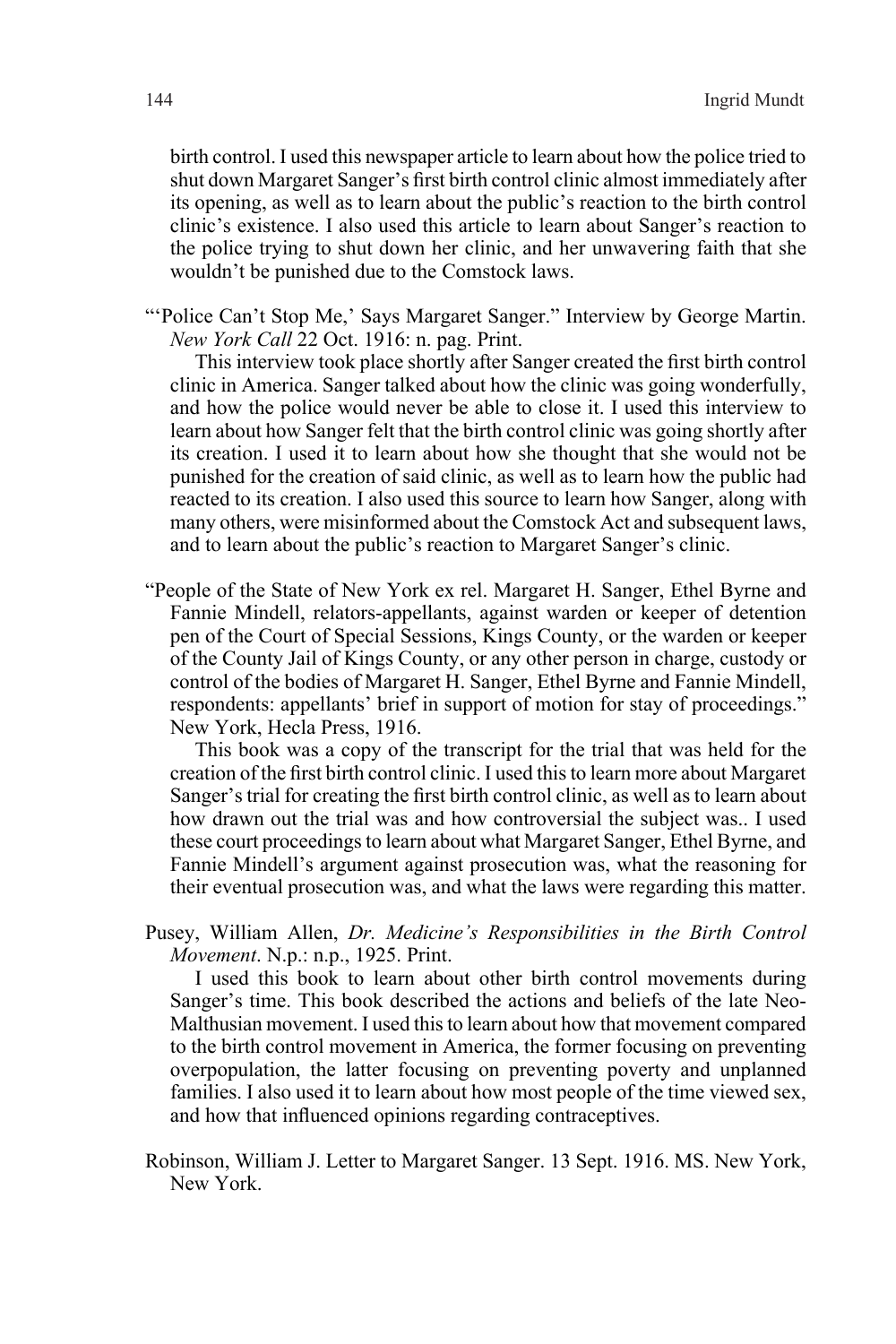birth control. I used this newspaper article to learn about how the police tried to shut down Margaret Sanger's first birth control clinic almost immediately after its opening, as well as to learn about the public's reaction to the birth control clinic's existence. I also used this article to learn about Sanger's reaction to the police trying to shut down her clinic, and her unwavering faith that she wouldn't be punished due to the Comstock laws.

"'Police Can't Stop Me,' Says Margaret Sanger." Interview by George Martin. *New York Call* 22 Oct. 1916: n. pag. Print.

This interview took place shortly after Sanger created the first birth control clinic in America. Sanger talked about how the clinic was going wonderfully, and how the police would never be able to close it. I used this interview to learn about how Sanger felt that the birth control clinic was going shortly after its creation. I used it to learn about how she thought that she would not be punished for the creation of said clinic, as well as to learn how the public had reacted to its creation. I also used this source to learn how Sanger, along with many others, were misinformed about the Comstock Act and subsequent laws, and to learn about the public's reaction to Margaret Sanger's clinic.

"People of the State of New York ex rel. Margaret H. Sanger, Ethel Byrne and Fannie Mindell, relators-appellants, against warden or keeper of detention pen of the Court of Special Sessions, Kings County, or the warden or keeper of the County Jail of Kings County, or any other person in charge, custody or control of the bodies of Margaret H. Sanger, Ethel Byrne and Fannie Mindell, respondents: appellants' brief in support of motion for stay of proceedings." New York, Hecla Press, 1916.

This book was a copy of the transcript for the trial that was held for the creation of the first birth control clinic. I used this to learn more about Margaret Sanger's trial for creating the first birth control clinic, as well as to learn about how drawn out the trial was and how controversial the subject was.. I used these court proceedings to learn about what Margaret Sanger, Ethel Byrne, and Fannie Mindell's argument against prosecution was, what the reasoning for their eventual prosecution was, and what the laws were regarding this matter.

Pusey, William Allen, *Dr. Medicine's Responsibilities in the Birth Control Movement*. N.p.: n.p., 1925. Print.

I used this book to learn about other birth control movements during Sanger's time. This book described the actions and beliefs of the late Neo-Malthusian movement. I used this to learn about how that movement compared to the birth control movement in America, the former focusing on preventing overpopulation, the latter focusing on preventing poverty and unplanned families. I also used it to learn about how most people of the time viewed sex, and how that influenced opinions regarding contraceptives.

Robinson, William J. Letter to Margaret Sanger. 13 Sept. 1916. MS. New York, New York.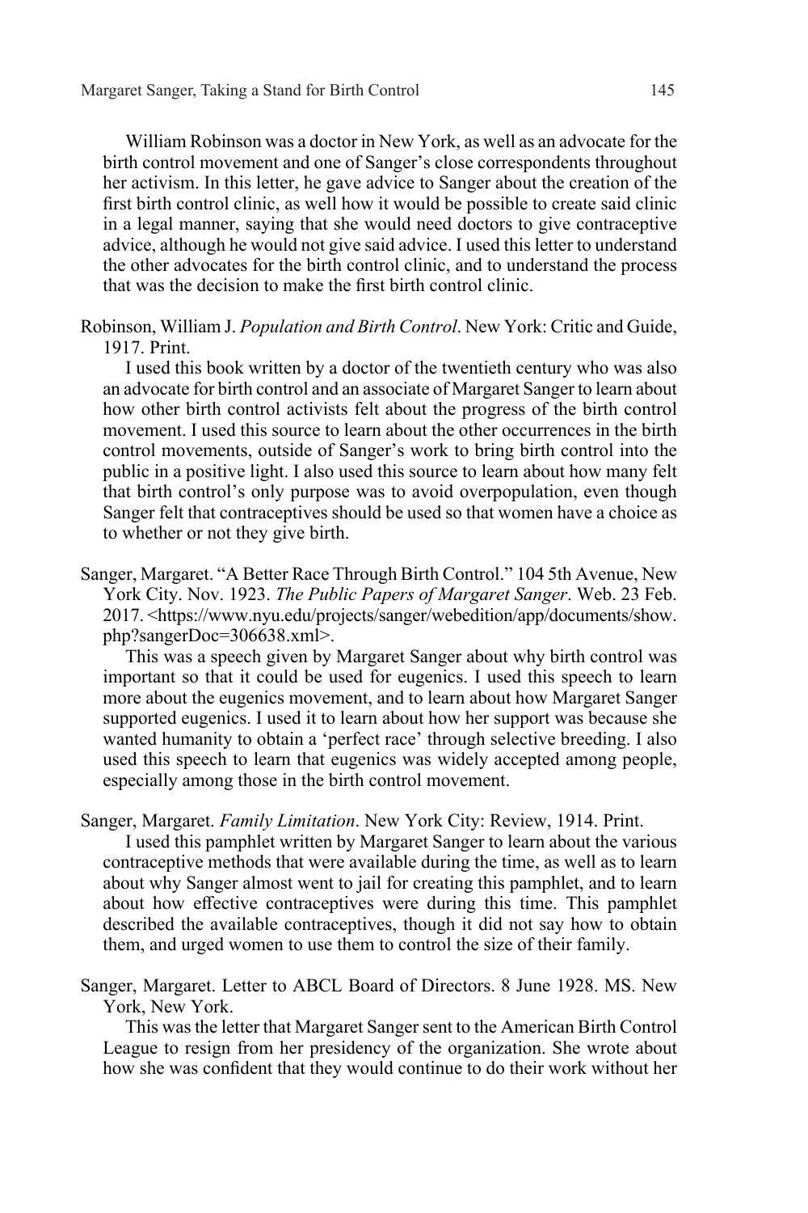William Robinson was a doctor in New York, as well as an advocate for the birth control movement and one of Sanger's close correspondents throughout her activism. In this letter, he gave advice to Sanger about the creation of the first birth control clinic, as well how it would be possible to create said clinic in a legal manner, saying that she would need doctors to give contraceptive advice, although he would not give said advice. I used this letter to understand the other advocates for the birth control clinic, and to understand the process that was the decision to make the first birth control clinic.

Robinson, William J. *Population and Birth Control*. New York: Critic and Guide, 1917. Print.

I used this book written by a doctor of the twentieth century who was also an advocate for birth control and an associate of Margaret Sanger to learn about how other birth control activists felt about the progress of the birth control movement. I used this source to learn about the other occurrences in the birth control movements, outside of Sanger's work to bring birth control into the public in a positive light. I also used this source to learn about how many felt that birth control's only purpose was to avoid overpopulation, even though Sanger felt that contraceptives should be used so that women have a choice as to whether or not they give birth.

Sanger, Margaret. "A Better Race Through Birth Control." 104 5th Avenue, New York City. Nov. 1923. *The Public Papers of Margaret Sanger*. Web. 23 Feb. 2017. <https://www.nyu.edu/projects/sanger/webedition/app/documents/show.php?sangerDoc=306638.xml>.

This was a speech given by Margaret Sanger about why birth control was important so that it could be used for eugenics. I used this speech to learn more about the eugenics movement, and to learn about how Margaret Sanger supported eugenics. I used it to learn about how her support was because she wanted humanity to obtain a 'perfect race' through selective breeding. I also used this speech to learn that eugenics was widely accepted among people, especially among those in the birth control movement.

Sanger, Margaret. *Family Limitation*. New York City: Review, 1914. Print.

I used this pamphlet written by Margaret Sanger to learn about the various contraceptive methods that were available during the time, as well as to learn about why Sanger almost went to jail for creating this pamphlet, and to learn about how effective contraceptives were during this time. This pamphlet described the available contraceptives, though it did not say how to obtain them, and urged women to use them to control the size of their family.

Sanger, Margaret. Letter to ABCL Board of Directors. 8 June 1928. MS. New York, New York.

This was the letter that Margaret Sanger sent to the American Birth Control League to resign from her presidency of the organization. She wrote about how she was confident that they would continue to do their work without her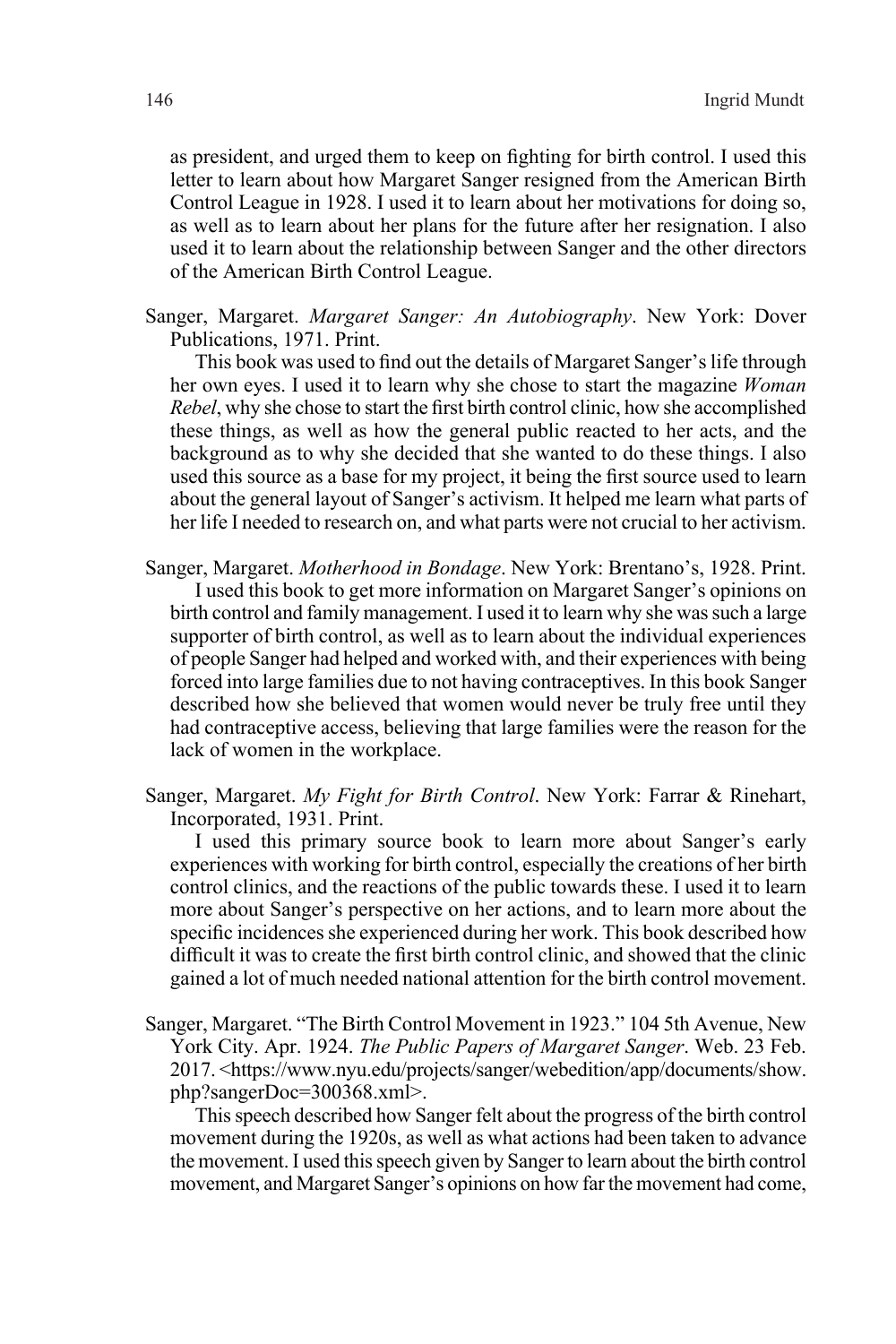as president, and urged them to keep on fighting for birth control. I used this letter to learn about how Margaret Sanger resigned from the American Birth Control League in 1928. I used it to learn about her motivations for doing so, as well as to learn about her plans for the future after her resignation. I also used it to learn about the relationship between Sanger and the other directors of the American Birth Control League.

Sanger, Margaret. *Margaret Sanger: An Autobiography*. New York: Dover Publications, 1971. Print.

This book was used to find out the details of Margaret Sanger's life through her own eyes. I used it to learn why she chose to start the magazine *Woman Rebel*, why she chose to start the first birth control clinic, how she accomplished these things, as well as how the general public reacted to her acts, and the background as to why she decided that she wanted to do these things. I also used this source as a base for my project, it being the first source used to learn about the general layout of Sanger's activism. It helped me learn what parts of her life I needed to research on, and what parts were not crucial to her activism.

Sanger, Margaret. *Motherhood in Bondage*. New York: Brentano's, 1928. Print.

I used this book to get more information on Margaret Sanger's opinions on birth control and family management. I used it to learn why she was such a large supporter of birth control, as well as to learn about the individual experiences of people Sanger had helped and worked with, and their experiences with being forced into large families due to not having contraceptives. In this book Sanger described how she believed that women would never be truly free until they had contraceptive access, believing that large families were the reason for the lack of women in the workplace.

Sanger, Margaret. *My Fight for Birth Control*. New York: Farrar & Rinehart, Incorporated, 1931. Print.

I used this primary source book to learn more about Sanger's early experiences with working for birth control, especially the creations of her birth control clinics, and the reactions of the public towards these. I used it to learn more about Sanger's perspective on her actions, and to learn more about the specific incidences she experienced during her work. This book described how difficult it was to create the first birth control clinic, and showed that the clinic gained a lot of much needed national attention for the birth control movement.

Sanger, Margaret. "The Birth Control Movement in 1923." 104 5th Avenue, New York City. Apr. 1924. *The Public Papers of Margaret Sanger*. Web. 23 Feb. 2017. <https://www.nyu.edu/projects/sanger/webedition/app/documents/show.php?sangerDoc=300368.xml>.

This speech described how Sanger felt about the progress of the birth control movement during the 1920s, as well as what actions had been taken to advance the movement. I used this speech given by Sanger to learn about the birth control movement, and Margaret Sanger's opinions on how far the movement had come,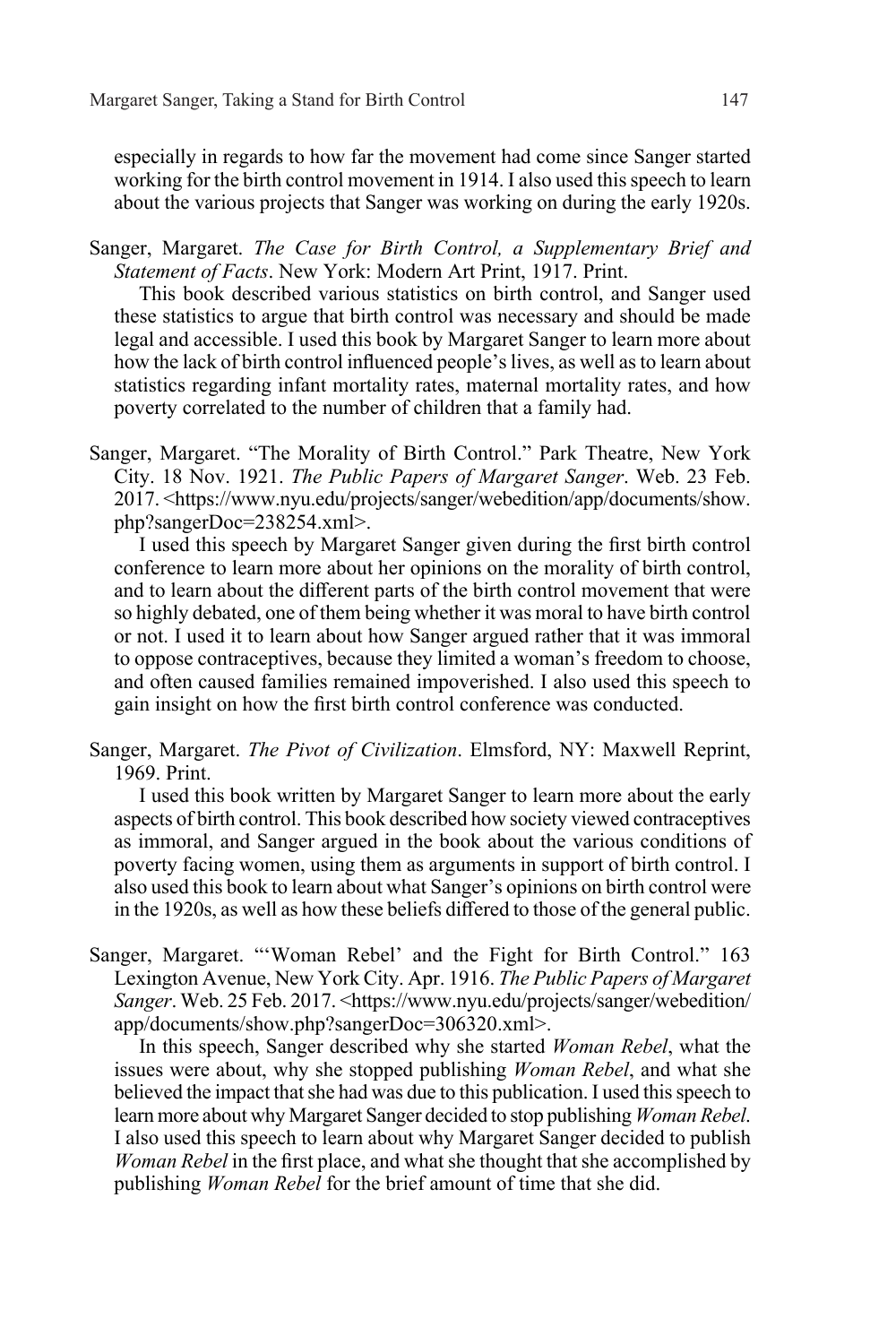especially in regards to how far the movement had come since Sanger started working for the birth control movement in 1914. I also used this speech to learn about the various projects that Sanger was working on during the early 1920s.

Sanger, Margaret. *The Case for Birth Control, a Supplementary Brief and Statement of Facts*. New York: Modern Art Print, 1917. Print.

This book described various statistics on birth control, and Sanger used these statistics to argue that birth control was necessary and should be made legal and accessible. I used this book by Margaret Sanger to learn more about how the lack of birth control influenced people's lives, as well as to learn about statistics regarding infant mortality rates, maternal mortality rates, and how poverty correlated to the number of children that a family had.

Sanger, Margaret. "The Morality of Birth Control." Park Theatre, New York City. 18 Nov. 1921. *The Public Papers of Margaret Sanger*. Web. 23 Feb. 2017. <https://www.nyu.edu/projects/sanger/webedition/app/documents/show.php?sangerDoc=238254.xml>.

I used this speech by Margaret Sanger given during the first birth control conference to learn more about her opinions on the morality of birth control, and to learn about the different parts of the birth control movement that were so highly debated, one of them being whether it was moral to have birth control or not. I used it to learn about how Sanger argued rather that it was immoral to oppose contraceptives, because they limited a woman's freedom to choose, and often caused families remained impoverished. I also used this speech to gain insight on how the first birth control conference was conducted.

Sanger, Margaret. *The Pivot of Civilization*. Elmsford, NY: Maxwell Reprint, 1969. Print.

I used this book written by Margaret Sanger to learn more about the early aspects of birth control. This book described how society viewed contraceptives as immoral, and Sanger argued in the book about the various conditions of poverty facing women, using them as arguments in support of birth control. I also used this book to learn about what Sanger's opinions on birth control were in the 1920s, as well as how these beliefs differed to those of the general public.

Sanger, Margaret. "'Woman Rebel' and the Fight for Birth Control." 163 Lexington Avenue, New York City. Apr. 1916. *The Public Papers of Margaret Sanger*. Web. 25 Feb. 2017. <https://www.nyu.edu/projects/sanger/webedition/app/documents/show.php?sangerDoc=306320.xml>.

In this speech, Sanger described why she started *Woman Rebel*, what the issues were about, why she stopped publishing *Woman Rebel*, and what she believed the impact that she had was due to this publication. I used this speech to learn more about why Margaret Sanger decided to stop publishing *Woman Rebel*. I also used this speech to learn about why Margaret Sanger decided to publish *Woman Rebel* in the first place, and what she thought that she accomplished by publishing *Woman Rebel* for the brief amount of time that she did.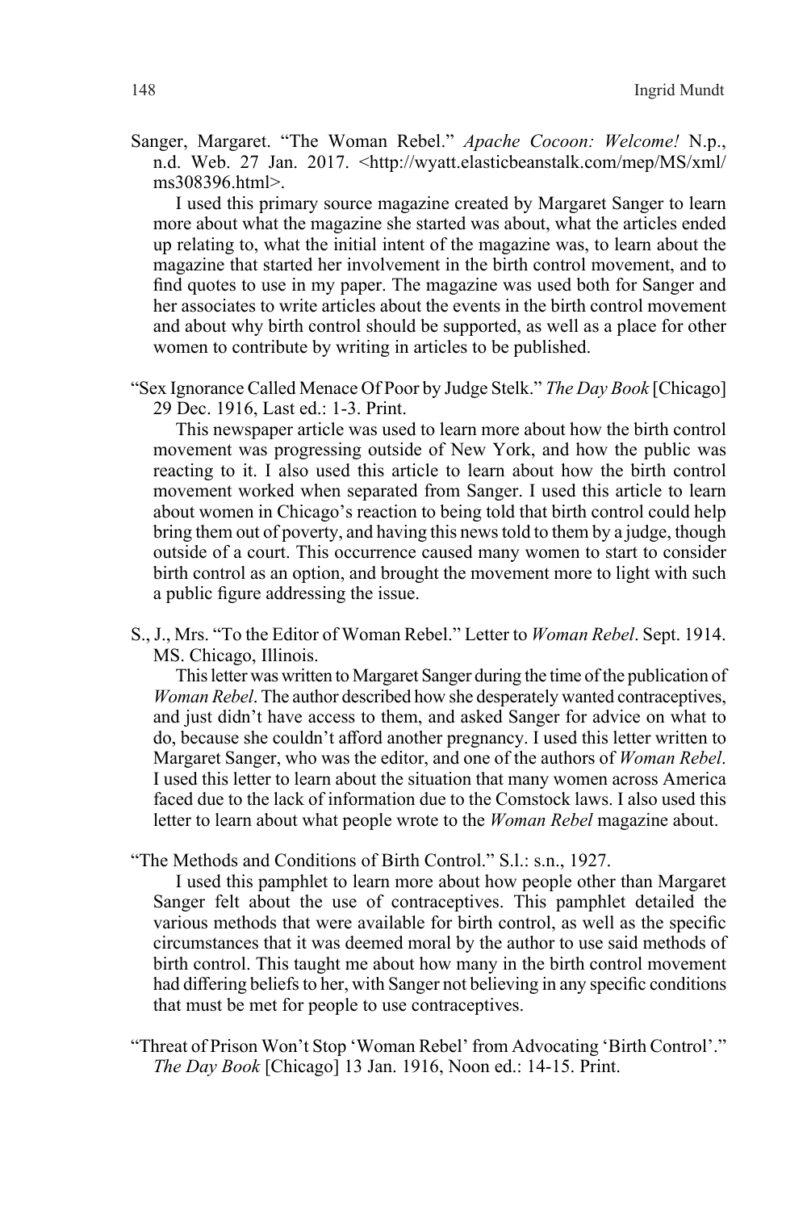Sanger, Margaret. "The Woman Rebel." *Apache Cocoon: Welcome!* N.p., n.d. Web. 27 Jan. 2017. <http://wyatt.elasticbeanstalk.com/mep/MS/xml/ms308396.html>.

I used this primary source magazine created by Margaret Sanger to learn more about what the magazine she started was about, what the articles ended up relating to, what the initial intent of the magazine was, to learn about the magazine that started her involvement in the birth control movement, and to find quotes to use in my paper. The magazine was used both for Sanger and her associates to write articles about the events in the birth control movement and about why birth control should be supported, as well as a place for other women to contribute by writing in articles to be published.

"Sex Ignorance Called Menace Of Poor by Judge Stelk." *The Day Book* [Chicago] 29 Dec. 1916, Last ed.: 1-3. Print.

This newspaper article was used to learn more about how the birth control movement was progressing outside of New York, and how the public was reacting to it. I also used this article to learn about how the birth control movement worked when separated from Sanger. I used this article to learn about women in Chicago's reaction to being told that birth control could help bring them out of poverty, and having this news told to them by a judge, though outside of a court. This occurrence caused many women to start to consider birth control as an option, and brought the movement more to light with such a public figure addressing the issue.

S., J., Mrs. "To the Editor of Woman Rebel." Letter to *Woman Rebel*. Sept. 1914. MS. Chicago, Illinois.

This letter was written to Margaret Sanger during the time of the publication of *Woman Rebel*. The author described how she desperately wanted contraceptives, and just didn't have access to them, and asked Sanger for advice on what to do, because she couldn't afford another pregnancy. I used this letter written to Margaret Sanger, who was the editor, and one of the authors of *Woman Rebel*. I used this letter to learn about the situation that many women across America faced due to the lack of information due to the Comstock laws. I also used this letter to learn about what people wrote to the *Woman Rebel* magazine about.

"The Methods and Conditions of Birth Control." S.l.: s.n., 1927.

I used this pamphlet to learn more about how people other than Margaret Sanger felt about the use of contraceptives. This pamphlet detailed the various methods that were available for birth control, as well as the specific circumstances that it was deemed moral by the author to use said methods of birth control. This taught me about how many in the birth control movement had differing beliefs to her, with Sanger not believing in any specific conditions that must be met for people to use contraceptives.

"Threat of Prison Won't Stop 'Woman Rebel' from Advocating 'Birth Control'." *The Day Book* [Chicago] 13 Jan. 1916, Noon ed.: 14-15. Print.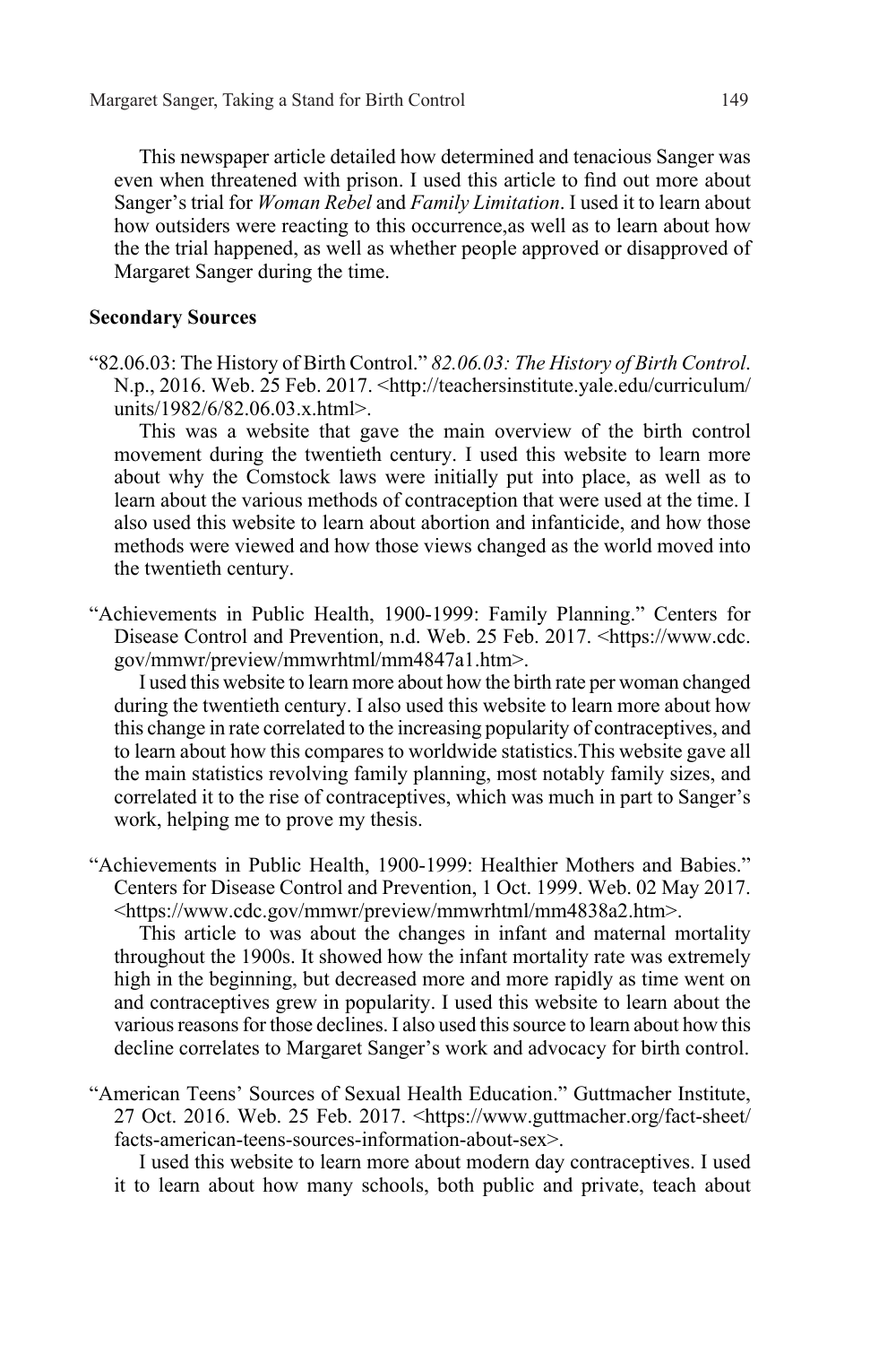This newspaper article detailed how determined and tenacious Sanger was even when threatened with prison. I used this article to find out more about Sanger's trial for *Woman Rebel* and *Family Limitation*. I used it to learn about how outsiders were reacting to this occurrence,as well as to learn about how the the trial happened, as well as whether people approved or disapproved of Margaret Sanger during the time.

**Secondary Sources**

"82.06.03: The History of Birth Control." *82.06.03: The History of Birth Control*. N.p., 2016. Web. 25 Feb. 2017. <http://teachersinstitute.yale.edu/curriculum/units/1982/6/82.06.03.x.html>.

This was a website that gave the main overview of the birth control movement during the twentieth century. I used this website to learn more about why the Comstock laws were initially put into place, as well as to learn about the various methods of contraception that were used at the time. I also used this website to learn about abortion and infanticide, and how those methods were viewed and how those views changed as the world moved into the twentieth century.

"Achievements in Public Health, 1900-1999: Family Planning." Centers for Disease Control and Prevention, n.d. Web. 25 Feb. 2017. <https://www.cdc.gov/mmwr/preview/mmwrhtml/mm4847a1.htm>.

I used this website to learn more about how the birth rate per woman changed during the twentieth century. I also used this website to learn more about how this change in rate correlated to the increasing popularity of contraceptives, and to learn about how this compares to worldwide statistics.This website gave all the main statistics revolving family planning, most notably family sizes, and correlated it to the rise of contraceptives, which was much in part to Sanger's work, helping me to prove my thesis.

"Achievements in Public Health, 1900-1999: Healthier Mothers and Babies." Centers for Disease Control and Prevention, 1 Oct. 1999. Web. 02 May 2017. <https://www.cdc.gov/mmwr/preview/mmwrhtml/mm4838a2.htm>.

This article to was about the changes in infant and maternal mortality throughout the 1900s. It showed how the infant mortality rate was extremely high in the beginning, but decreased more and more rapidly as time went on and contraceptives grew in popularity. I used this website to learn about the various reasons for those declines. I also used this source to learn about how this decline correlates to Margaret Sanger's work and advocacy for birth control.

"American Teens' Sources of Sexual Health Education." Guttmacher Institute, 27 Oct. 2016. Web. 25 Feb. 2017. <https://www.guttmacher.org/fact-sheet/facts-american-teens-sources-information-about-sex>.

I used this website to learn more about modern day contraceptives. I used it to learn about how many schools, both public and private, teach about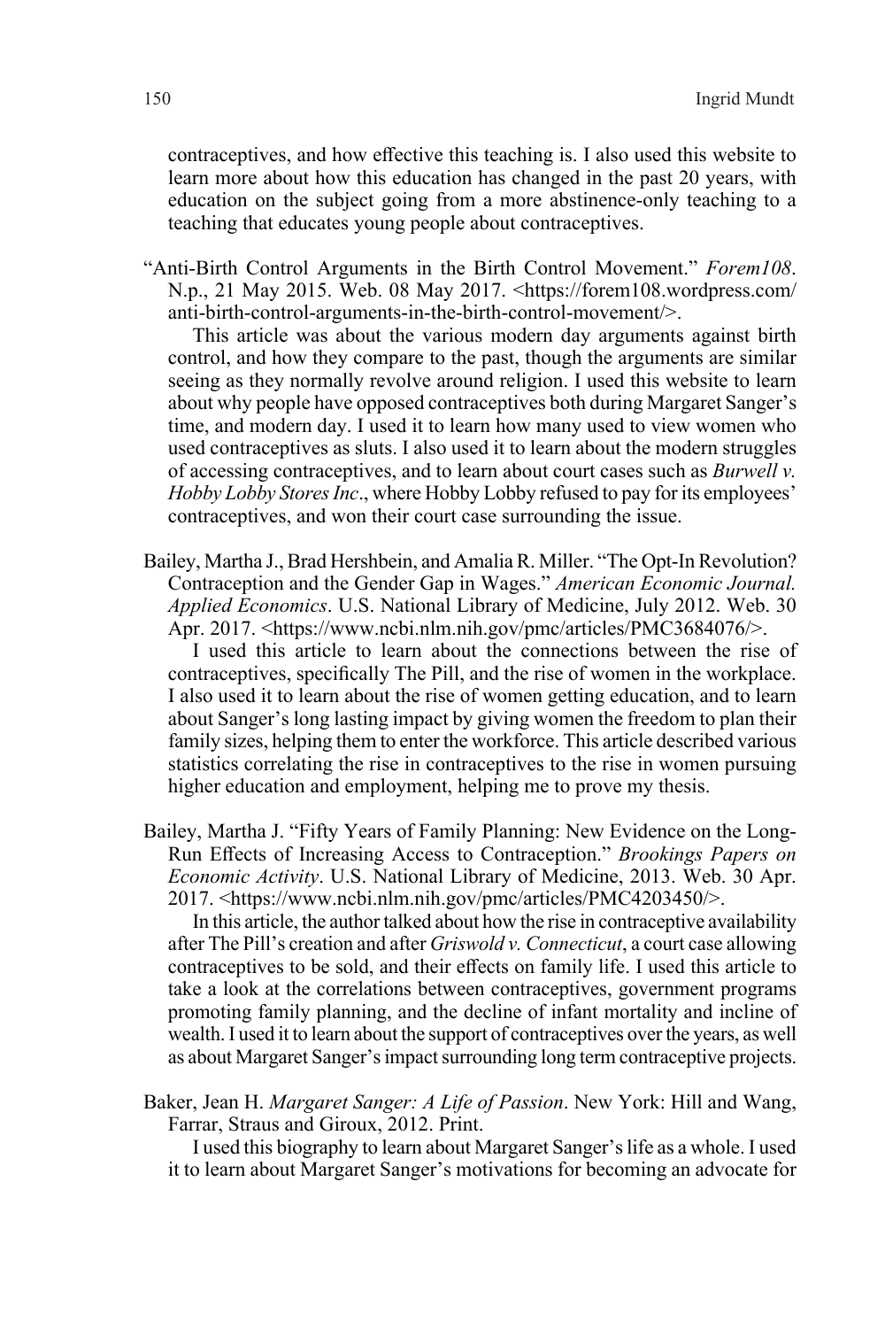contraceptives, and how effective this teaching is. I also used this website to learn more about how this education has changed in the past 20 years, with education on the subject going from a more abstinence-only teaching to a teaching that educates young people about contraceptives.

"Anti-Birth Control Arguments in the Birth Control Movement." *Forem108*. N.p., 21 May 2015. Web. 08 May 2017. <https://forem108.wordpress.com/anti-birth-control-arguments-in-the-birth-control-movement/>.

This article was about the various modern day arguments against birth control, and how they compare to the past, though the arguments are similar seeing as they normally revolve around religion. I used this website to learn about why people have opposed contraceptives both during Margaret Sanger's time, and modern day. I used it to learn how many used to view women who used contraceptives as sluts. I also used it to learn about the modern struggles of accessing contraceptives, and to learn about court cases such as *Burwell v. Hobby Lobby Stores Inc*., where Hobby Lobby refused to pay for its employees' contraceptives, and won their court case surrounding the issue.

Bailey, Martha J., Brad Hershbein, and Amalia R. Miller. "The Opt-In Revolution? Contraception and the Gender Gap in Wages." *American Economic Journal. Applied Economics*. U.S. National Library of Medicine, July 2012. Web. 30 Apr. 2017. <https://www.ncbi.nlm.nih.gov/pmc/articles/PMC3684076/>.

I used this article to learn about the connections between the rise of contraceptives, specifically The Pill, and the rise of women in the workplace. I also used it to learn about the rise of women getting education, and to learn about Sanger's long lasting impact by giving women the freedom to plan their family sizes, helping them to enter the workforce. This article described various statistics correlating the rise in contraceptives to the rise in women pursuing higher education and employment, helping me to prove my thesis.

Bailey, Martha J. "Fifty Years of Family Planning: New Evidence on the Long-Run Effects of Increasing Access to Contraception." *Brookings Papers on Economic Activity*. U.S. National Library of Medicine, 2013. Web. 30 Apr. 2017. <https://www.ncbi.nlm.nih.gov/pmc/articles/PMC4203450/>.

In this article, the author talked about how the rise in contraceptive availability after The Pill's creation and after *Griswold v. Connecticut*, a court case allowing contraceptives to be sold, and their effects on family life. I used this article to take a look at the correlations between contraceptives, government programs promoting family planning, and the decline of infant mortality and incline of wealth. I used it to learn about the support of contraceptives over the years, as well as about Margaret Sanger's impact surrounding long term contraceptive projects.

Baker, Jean H. *Margaret Sanger: A Life of Passion*. New York: Hill and Wang, Farrar, Straus and Giroux, 2012. Print.

I used this biography to learn about Margaret Sanger's life as a whole. I used it to learn about Margaret Sanger's motivations for becoming an advocate for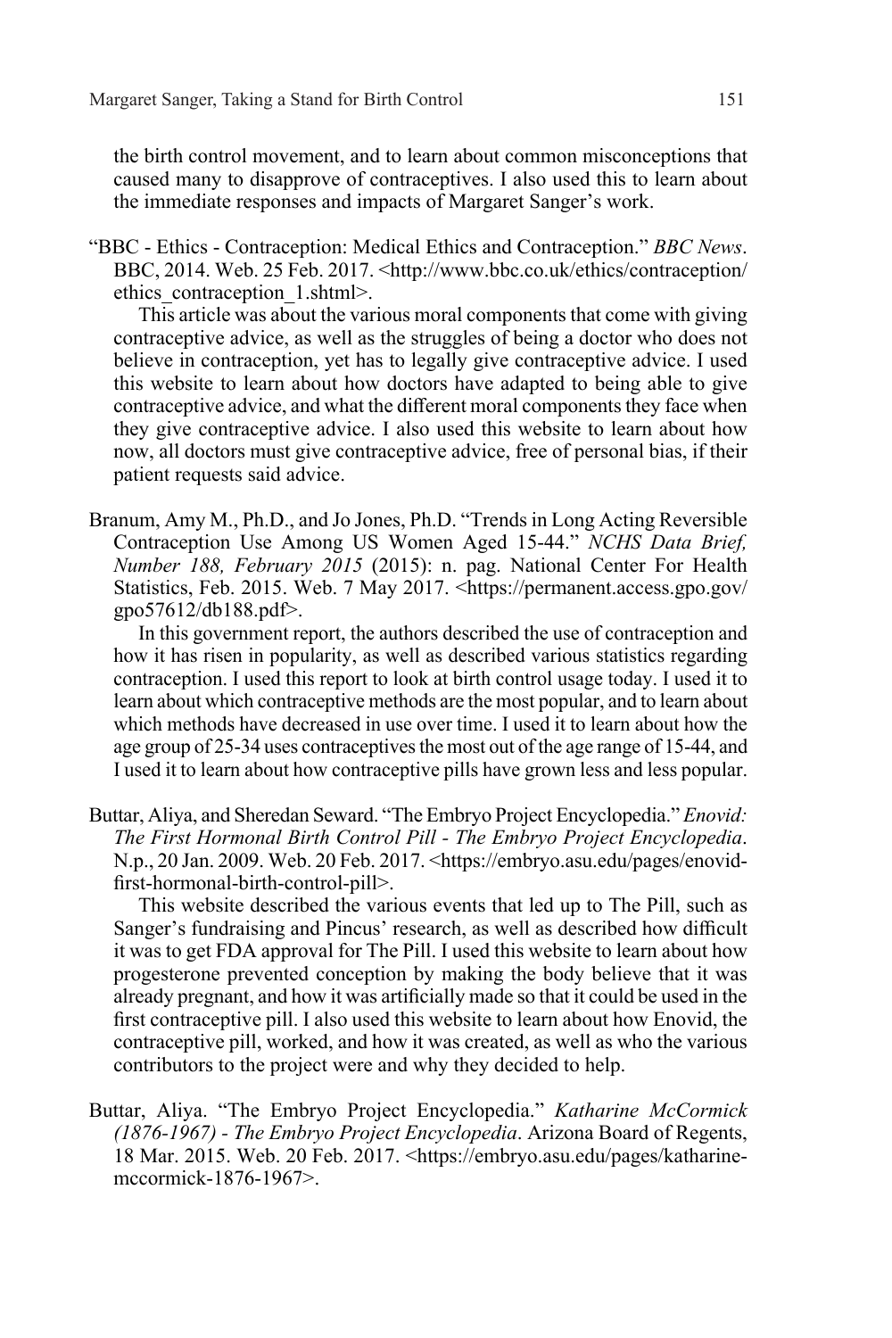the birth control movement, and to learn about common misconceptions that caused many to disapprove of contraceptives. I also used this to learn about the immediate responses and impacts of Margaret Sanger's work.

"BBC - Ethics - Contraception: Medical Ethics and Contraception." *BBC News*. BBC, 2014. Web. 25 Feb. 2017. <http://www.bbc.co.uk/ethics/contraception/ethics_contraception_1.shtml>.

This article was about the various moral components that come with giving contraceptive advice, as well as the struggles of being a doctor who does not believe in contraception, yet has to legally give contraceptive advice. I used this website to learn about how doctors have adapted to being able to give contraceptive advice, and what the different moral components they face when they give contraceptive advice. I also used this website to learn about how now, all doctors must give contraceptive advice, free of personal bias, if their patient requests said advice.

Branum, Amy M., Ph.D., and Jo Jones, Ph.D. "Trends in Long Acting Reversible Contraception Use Among US Women Aged 15-44." *NCHS Data Brief, Number 188, February 2015* (2015): n. pag. National Center For Health Statistics, Feb. 2015. Web. 7 May 2017. <https://permanent.access.gpo.gov/gpo57612/db188.pdf>.

In this government report, the authors described the use of contraception and how it has risen in popularity, as well as described various statistics regarding contraception. I used this report to look at birth control usage today. I used it to learn about which contraceptive methods are the most popular, and to learn about which methods have decreased in use over time. I used it to learn about how the age group of 25-34 uses contraceptives the most out of the age range of 15-44, and I used it to learn about how contraceptive pills have grown less and less popular.

Buttar, Aliya, and Sheredan Seward. "The Embryo Project Encyclopedia." *Enovid: The First Hormonal Birth Control Pill - The Embryo Project Encyclopedia*. N.p., 20 Jan. 2009. Web. 20 Feb. 2017. <https://embryo.asu.edu/pages/enovid-first-hormonal-birth-control-pill>.

This website described the various events that led up to The Pill, such as Sanger's fundraising and Pincus' research, as well as described how difficult it was to get FDA approval for The Pill. I used this website to learn about how progesterone prevented conception by making the body believe that it was already pregnant, and how it was artificially made so that it could be used in the first contraceptive pill. I also used this website to learn about how Enovid, the contraceptive pill, worked, and how it was created, as well as who the various contributors to the project were and why they decided to help.

Buttar, Aliya. "The Embryo Project Encyclopedia." *Katharine McCormick (1876-1967) - The Embryo Project Encyclopedia*. Arizona Board of Regents, 18 Mar. 2015. Web. 20 Feb. 2017. <https://embryo.asu.edu/pages/katharine-mccormick-1876-1967>.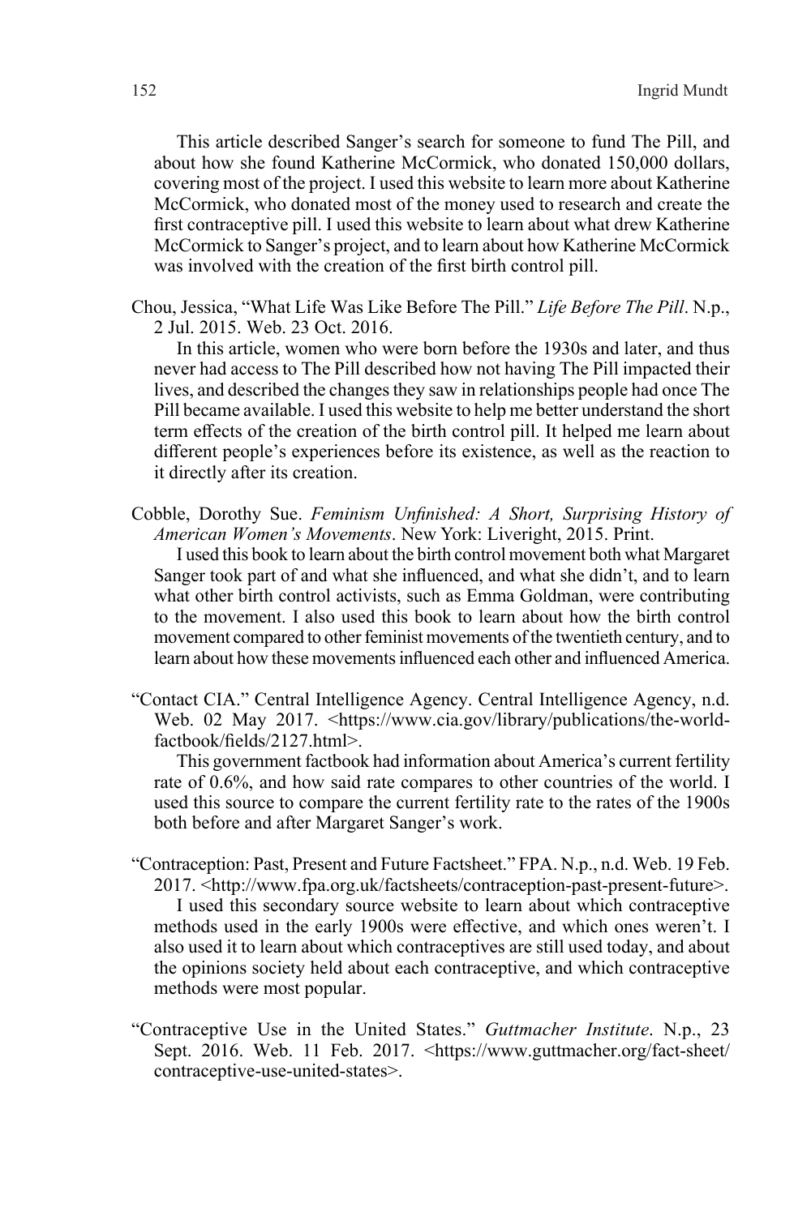This article described Sanger's search for someone to fund The Pill, and about how she found Katherine McCormick, who donated 150,000 dollars, covering most of the project. I used this website to learn more about Katherine McCormick, who donated most of the money used to research and create the first contraceptive pill. I used this website to learn about what drew Katherine McCormick to Sanger's project, and to learn about how Katherine McCormick was involved with the creation of the first birth control pill.

Chou, Jessica, "What Life Was Like Before The Pill." *Life Before The Pill*. N.p., 2 Jul. 2015. Web. 23 Oct. 2016.

In this article, women who were born before the 1930s and later, and thus never had access to The Pill described how not having The Pill impacted their lives, and described the changes they saw in relationships people had once The Pill became available. I used this website to help me better understand the short term effects of the creation of the birth control pill. It helped me learn about different people's experiences before its existence, as well as the reaction to it directly after its creation.

Cobble, Dorothy Sue. *Feminism Unfinished: A Short, Surprising History of American Women's Movements*. New York: Liveright, 2015. Print.

I used this book to learn about the birth control movement both what Margaret Sanger took part of and what she influenced, and what she didn't, and to learn what other birth control activists, such as Emma Goldman, were contributing to the movement. I also used this book to learn about how the birth control movement compared to other feminist movements of the twentieth century, and to learn about how these movements influenced each other and influenced America.

"Contact CIA." Central Intelligence Agency. Central Intelligence Agency, n.d. Web. 02 May 2017. <https://www.cia.gov/library/publications/the-world-factbook/fields/2127.html>.

This government factbook had information about America's current fertility rate of 0.6%, and how said rate compares to other countries of the world. I used this source to compare the current fertility rate to the rates of the 1900s both before and after Margaret Sanger's work.

"Contraception: Past, Present and Future Factsheet." FPA. N.p., n.d. Web. 19 Feb. 2017. <http://www.fpa.org.uk/factsheets/contraception-past-present-future>.

I used this secondary source website to learn about which contraceptive methods used in the early 1900s were effective, and which ones weren't. I also used it to learn about which contraceptives are still used today, and about the opinions society held about each contraceptive, and which contraceptive methods were most popular.

"Contraceptive Use in the United States." *Guttmacher Institute*. N.p., 23 Sept. 2016. Web. 11 Feb. 2017. <https://www.guttmacher.org/fact-sheet/contraceptive-use-united-states>.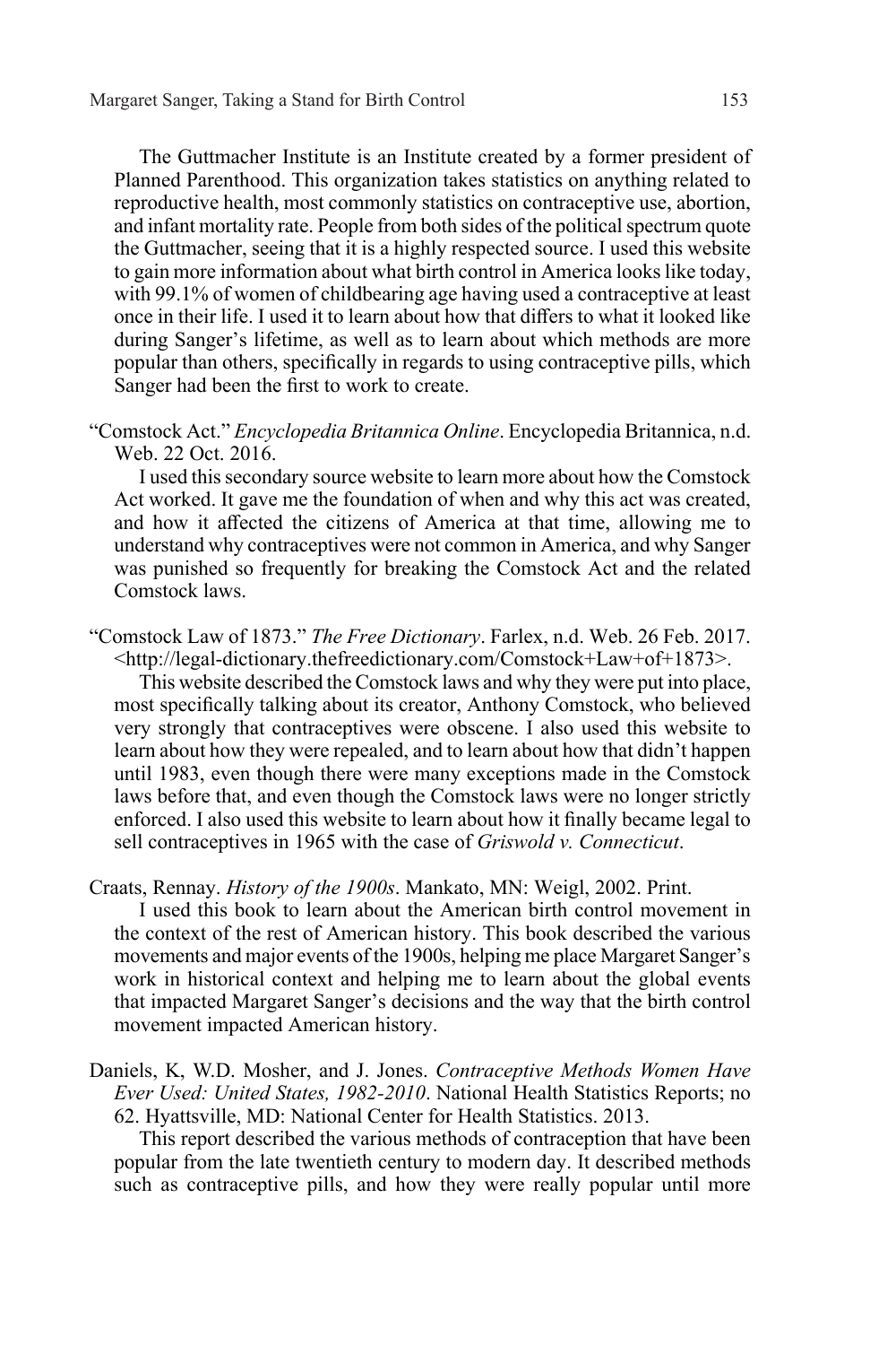The Guttmacher Institute is an Institute created by a former president of Planned Parenthood. This organization takes statistics on anything related to reproductive health, most commonly statistics on contraceptive use, abortion, and infant mortality rate. People from both sides of the political spectrum quote the Guttmacher, seeing that it is a highly respected source. I used this website to gain more information about what birth control in America looks like today, with 99.1% of women of childbearing age having used a contraceptive at least once in their life. I used it to learn about how that differs to what it looked like during Sanger's lifetime, as well as to learn about which methods are more popular than others, specifically in regards to using contraceptive pills, which Sanger had been the first to work to create.

"Comstock Act." *Encyclopedia Britannica Online*. Encyclopedia Britannica, n.d. Web. 22 Oct. 2016.

I used this secondary source website to learn more about how the Comstock Act worked. It gave me the foundation of when and why this act was created, and how it affected the citizens of America at that time, allowing me to understand why contraceptives were not common in America, and why Sanger was punished so frequently for breaking the Comstock Act and the related Comstock laws.

"Comstock Law of 1873." *The Free Dictionary*. Farlex, n.d. Web. 26 Feb. 2017. <http://legal-dictionary.thefreedictionary.com/Comstock+Law+of+1873>.

This website described the Comstock laws and why they were put into place, most specifically talking about its creator, Anthony Comstock, who believed very strongly that contraceptives were obscene. I also used this website to learn about how they were repealed, and to learn about how that didn't happen until 1983, even though there were many exceptions made in the Comstock laws before that, and even though the Comstock laws were no longer strictly enforced. I also used this website to learn about how it finally became legal to sell contraceptives in 1965 with the case of *Griswold v. Connecticut*.

Craats, Rennay. *History of the 1900s*. Mankato, MN: Weigl, 2002. Print.

I used this book to learn about the American birth control movement in the context of the rest of American history. This book described the various movements and major events of the 1900s, helping me place Margaret Sanger's work in historical context and helping me to learn about the global events that impacted Margaret Sanger's decisions and the way that the birth control movement impacted American history.

Daniels, K, W.D. Mosher, and J. Jones. *Contraceptive Methods Women Have Ever Used: United States, 1982-2010*. National Health Statistics Reports; no 62. Hyattsville, MD: National Center for Health Statistics. 2013.

This report described the various methods of contraception that have been popular from the late twentieth century to modern day. It described methods such as contraceptive pills, and how they were really popular until more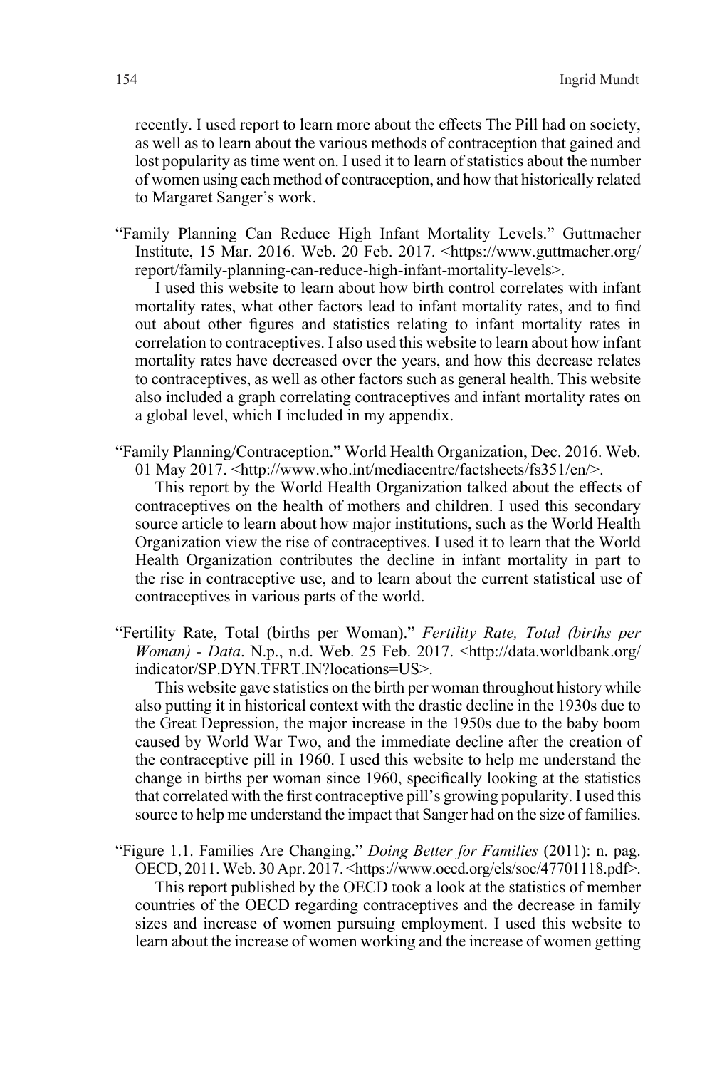recently. I used report to learn more about the effects The Pill had on society, as well as to learn about the various methods of contraception that gained and lost popularity as time went on. I used it to learn of statistics about the number of women using each method of contraception, and how that historically related to Margaret Sanger's work.

"Family Planning Can Reduce High Infant Mortality Levels." Guttmacher Institute, 15 Mar. 2016. Web. 20 Feb. 2017. <https://www.guttmacher.org/report/family-planning-can-reduce-high-infant-mortality-levels>.

I used this website to learn about how birth control correlates with infant mortality rates, what other factors lead to infant mortality rates, and to find out about other figures and statistics relating to infant mortality rates in correlation to contraceptives. I also used this website to learn about how infant mortality rates have decreased over the years, and how this decrease relates to contraceptives, as well as other factors such as general health. This website also included a graph correlating contraceptives and infant mortality rates on a global level, which I included in my appendix.

"Family Planning/Contraception." World Health Organization, Dec. 2016. Web. 01 May 2017. <http://www.who.int/mediacentre/factsheets/fs351/en/>.

This report by the World Health Organization talked about the effects of contraceptives on the health of mothers and children. I used this secondary source article to learn about how major institutions, such as the World Health Organization view the rise of contraceptives. I used it to learn that the World Health Organization contributes the decline in infant mortality in part to the rise in contraceptive use, and to learn about the current statistical use of contraceptives in various parts of the world.

"Fertility Rate, Total (births per Woman)." *Fertility Rate, Total (births per Woman) - Data*. N.p., n.d. Web. 25 Feb. 2017. <http://data.worldbank.org/indicator/SP.DYN.TFRT.IN?locations=US>.

This website gave statistics on the birth per woman throughout history while also putting it in historical context with the drastic decline in the 1930s due to the Great Depression, the major increase in the 1950s due to the baby boom caused by World War Two, and the immediate decline after the creation of the contraceptive pill in 1960. I used this website to help me understand the change in births per woman since 1960, specifically looking at the statistics that correlated with the first contraceptive pill's growing popularity. I used this source to help me understand the impact that Sanger had on the size of families.

"Figure 1.1. Families Are Changing." *Doing Better for Families* (2011): n. pag. OECD, 2011. Web. 30 Apr. 2017. <https://www.oecd.org/els/soc/47701118.pdf>.

This report published by the OECD took a look at the statistics of member countries of the OECD regarding contraceptives and the decrease in family sizes and increase of women pursuing employment. I used this website to learn about the increase of women working and the increase of women getting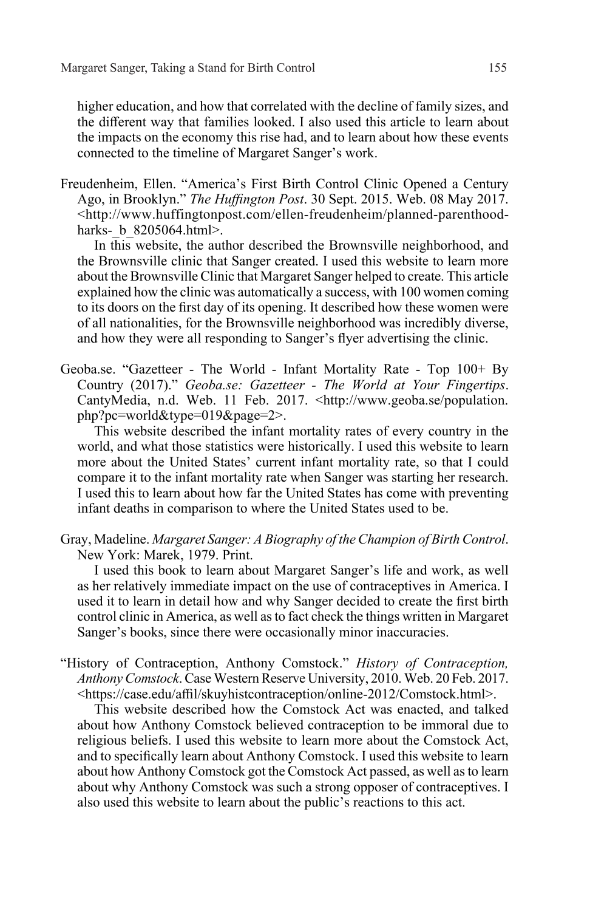higher education, and how that correlated with the decline of family sizes, and the different way that families looked. I also used this article to learn about the impacts on the economy this rise had, and to learn about how these events connected to the timeline of Margaret Sanger's work.

Freudenheim, Ellen. "America's First Birth Control Clinic Opened a Century Ago, in Brooklyn." *The Huffington Post*. 30 Sept. 2015. Web. 08 May 2017. <http://www.huffingtonpost.com/ellen-freudenheim/planned-parenthood-harks-_b_8205064.html>.

In this website, the author described the Brownsville neighborhood, and the Brownsville clinic that Sanger created. I used this website to learn more about the Brownsville Clinic that Margaret Sanger helped to create. This article explained how the clinic was automatically a success, with 100 women coming to its doors on the first day of its opening. It described how these women were of all nationalities, for the Brownsville neighborhood was incredibly diverse, and how they were all responding to Sanger's flyer advertising the clinic.

Geoba.se. "Gazetteer - The World - Infant Mortality Rate - Top 100+ By Country (2017)." *Geoba.se: Gazetteer - The World at Your Fingertips*. CantyMedia, n.d. Web. 11 Feb. 2017. <http://www.geoba.se/population.php?pc=world&type=019&page=2>.

This website described the infant mortality rates of every country in the world, and what those statistics were historically. I used this website to learn more about the United States' current infant mortality rate, so that I could compare it to the infant mortality rate when Sanger was starting her research. I used this to learn about how far the United States has come with preventing infant deaths in comparison to where the United States used to be.

Gray, Madeline. *Margaret Sanger: A Biography of the Champion of Birth Control*. New York: Marek, 1979. Print.

I used this book to learn about Margaret Sanger's life and work, as well as her relatively immediate impact on the use of contraceptives in America. I used it to learn in detail how and why Sanger decided to create the first birth control clinic in America, as well as to fact check the things written in Margaret Sanger's books, since there were occasionally minor inaccuracies.

"History of Contraception, Anthony Comstock." *History of Contraception, Anthony Comstock*. Case Western Reserve University, 2010. Web. 20 Feb. 2017. <https://case.edu/affil/skuyhistcontraception/online-2012/Comstock.html>.

This website described how the Comstock Act was enacted, and talked about how Anthony Comstock believed contraception to be immoral due to religious beliefs. I used this website to learn more about the Comstock Act, and to specifically learn about Anthony Comstock. I used this website to learn about how Anthony Comstock got the Comstock Act passed, as well as to learn about why Anthony Comstock was such a strong opposer of contraceptives. I also used this website to learn about the public's reactions to this act.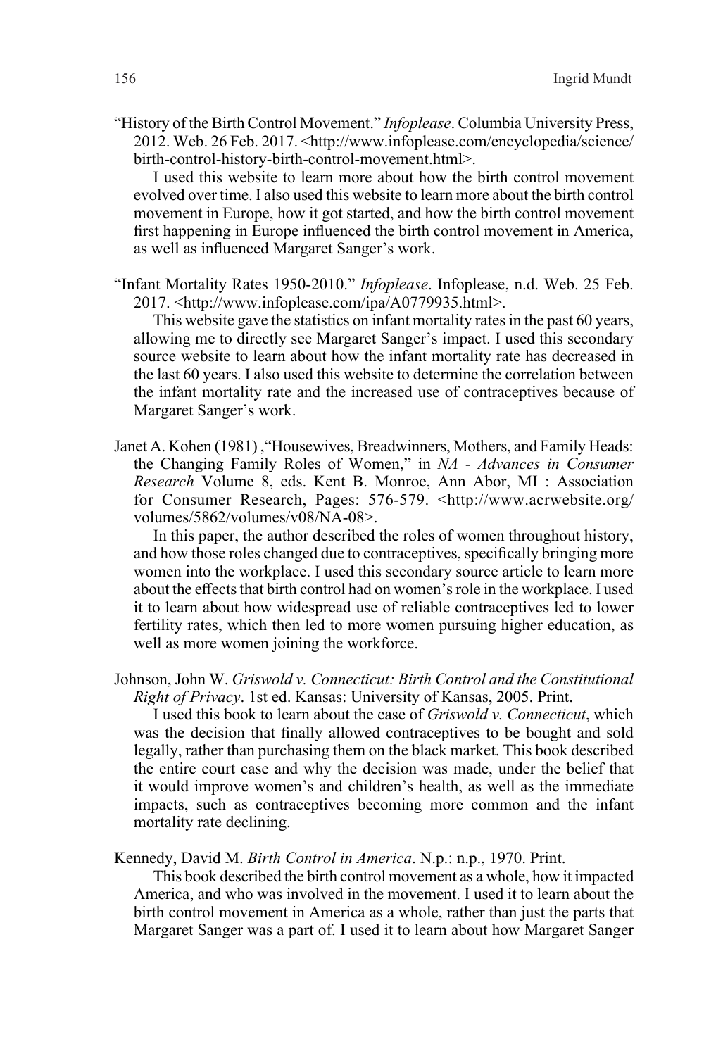"History of the Birth Control Movement." *Infoplease*. Columbia University Press, 2012. Web. 26 Feb. 2017. <http://www.infoplease.com/encyclopedia/science/birth-control-history-birth-control-movement.html>.

I used this website to learn more about how the birth control movement evolved over time. I also used this website to learn more about the birth control movement in Europe, how it got started, and how the birth control movement first happening in Europe influenced the birth control movement in America, as well as influenced Margaret Sanger's work.

"Infant Mortality Rates 1950-2010." *Infoplease*. Infoplease, n.d. Web. 25 Feb. 2017. <http://www.infoplease.com/ipa/A0779935.html>.

This website gave the statistics on infant mortality rates in the past 60 years, allowing me to directly see Margaret Sanger's impact. I used this secondary source website to learn about how the infant mortality rate has decreased in the last 60 years. I also used this website to determine the correlation between the infant mortality rate and the increased use of contraceptives because of Margaret Sanger's work.

Janet A. Kohen (1981) ,"Housewives, Breadwinners, Mothers, and Family Heads: the Changing Family Roles of Women," in *NA - Advances in Consumer Research* Volume 8, eds. Kent B. Monroe, Ann Abor, MI : Association for Consumer Research, Pages: 576-579. <http://www.acrwebsite.org/volumes/5862/volumes/v08/NA-08>.

In this paper, the author described the roles of women throughout history, and how those roles changed due to contraceptives, specifically bringing more women into the workplace. I used this secondary source article to learn more about the effects that birth control had on women's role in the workplace. I used it to learn about how widespread use of reliable contraceptives led to lower fertility rates, which then led to more women pursuing higher education, as well as more women joining the workforce.

Johnson, John W. *Griswold v. Connecticut: Birth Control and the Constitutional Right of Privacy*. 1st ed. Kansas: University of Kansas, 2005. Print.

I used this book to learn about the case of *Griswold v. Connecticut*, which was the decision that finally allowed contraceptives to be bought and sold legally, rather than purchasing them on the black market. This book described the entire court case and why the decision was made, under the belief that it would improve women's and children's health, as well as the immediate impacts, such as contraceptives becoming more common and the infant mortality rate declining.

Kennedy, David M. *Birth Control in America*. N.p.: n.p., 1970. Print.

This book described the birth control movement as a whole, how it impacted America, and who was involved in the movement. I used it to learn about the birth control movement in America as a whole, rather than just the parts that Margaret Sanger was a part of. I used it to learn about how Margaret Sanger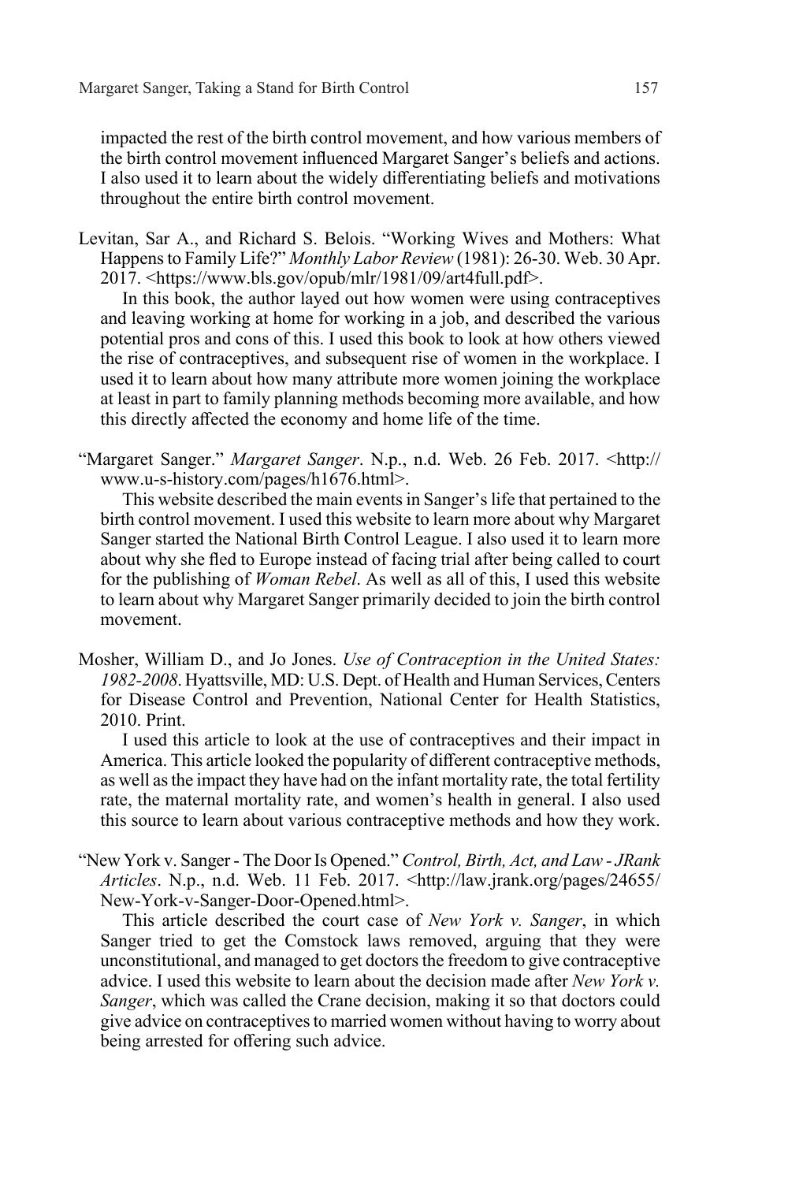impacted the rest of the birth control movement, and how various members of the birth control movement influenced Margaret Sanger's beliefs and actions. I also used it to learn about the widely differentiating beliefs and motivations throughout the entire birth control movement.

Levitan, Sar A., and Richard S. Belois. "Working Wives and Mothers: What Happens to Family Life?" *Monthly Labor Review* (1981): 26-30. Web. 30 Apr. 2017. <https://www.bls.gov/opub/mlr/1981/09/art4full.pdf>.

In this book, the author layed out how women were using contraceptives and leaving working at home for working in a job, and described the various potential pros and cons of this. I used this book to look at how others viewed the rise of contraceptives, and subsequent rise of women in the workplace. I used it to learn about how many attribute more women joining the workplace at least in part to family planning methods becoming more available, and how this directly affected the economy and home life of the time.

"Margaret Sanger." *Margaret Sanger*. N.p., n.d. Web. 26 Feb. 2017. <http://www.u-s-history.com/pages/h1676.html>.

This website described the main events in Sanger's life that pertained to the birth control movement. I used this website to learn more about why Margaret Sanger started the National Birth Control League. I also used it to learn more about why she fled to Europe instead of facing trial after being called to court for the publishing of *Woman Rebel*. As well as all of this, I used this website to learn about why Margaret Sanger primarily decided to join the birth control movement.

Mosher, William D., and Jo Jones. *Use of Contraception in the United States: 1982-2008*. Hyattsville, MD: U.S. Dept. of Health and Human Services, Centers for Disease Control and Prevention, National Center for Health Statistics, 2010. Print.

I used this article to look at the use of contraceptives and their impact in America. This article looked the popularity of different contraceptive methods, as well as the impact they have had on the infant mortality rate, the total fertility rate, the maternal mortality rate, and women's health in general. I also used this source to learn about various contraceptive methods and how they work.

"New York v. Sanger - The Door Is Opened." *Control, Birth, Act, and Law - JRank Articles*. N.p., n.d. Web. 11 Feb. 2017. <http://law.jrank.org/pages/24655/New-York-v-Sanger-Door-Opened.html>.

This article described the court case of *New York v. Sanger*, in which Sanger tried to get the Comstock laws removed, arguing that they were unconstitutional, and managed to get doctors the freedom to give contraceptive advice. I used this website to learn about the decision made after *New York v. Sanger*, which was called the Crane decision, making it so that doctors could give advice on contraceptives to married women without having to worry about being arrested for offering such advice.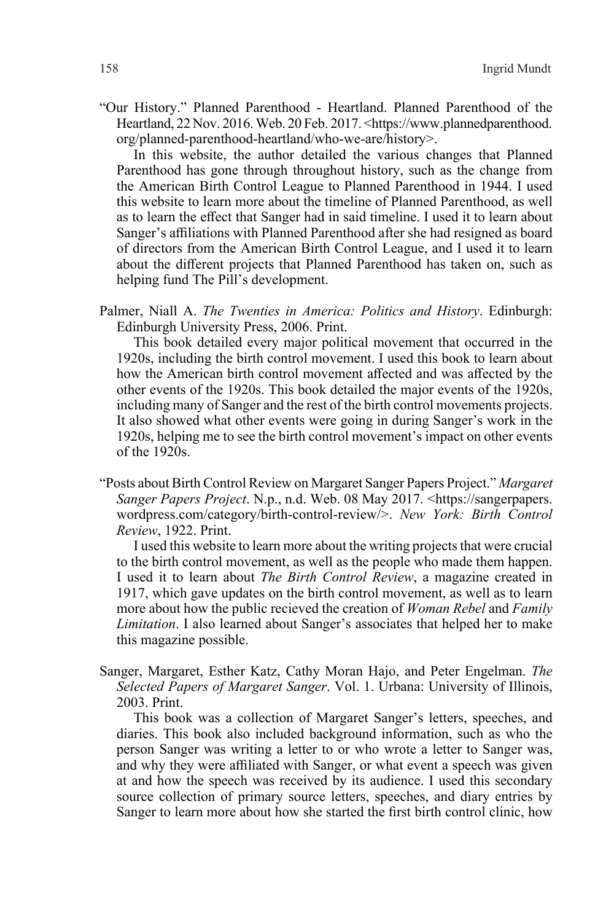"Our History." Planned Parenthood - Heartland. Planned Parenthood of the Heartland, 22 Nov. 2016. Web. 20 Feb. 2017. <https://www.plannedparenthood.org/planned-parenthood-heartland/who-we-are/history>.

In this website, the author detailed the various changes that Planned Parenthood has gone through throughout history, such as the change from the American Birth Control League to Planned Parenthood in 1944. I used this website to learn more about the timeline of Planned Parenthood, as well as to learn the effect that Sanger had in said timeline. I used it to learn about Sanger's affiliations with Planned Parenthood after she had resigned as board of directors from the American Birth Control League, and I used it to learn about the different projects that Planned Parenthood has taken on, such as helping fund The Pill's development.

Palmer, Niall A. *The Twenties in America: Politics and History*. Edinburgh: Edinburgh University Press, 2006. Print.

This book detailed every major political movement that occurred in the 1920s, including the birth control movement. I used this book to learn about how the American birth control movement affected and was affected by the other events of the 1920s. This book detailed the major events of the 1920s, including many of Sanger and the rest of the birth control movements projects. It also showed what other events were going in during Sanger's work in the 1920s, helping me to see the birth control movement's impact on other events of the 1920s.

"Posts about Birth Control Review on Margaret Sanger Papers Project." *Margaret Sanger Papers Project*. N.p., n.d. Web. 08 May 2017. <https://sangerpapers.wordpress.com/category/birth-control-review/>. *New York: Birth Control Review*, 1922. Print.

I used this website to learn more about the writing projects that were crucial to the birth control movement, as well as the people who made them happen. I used it to learn about *The Birth Control Review*, a magazine created in 1917, which gave updates on the birth control movement, as well as to learn more about how the public recieved the creation of *Woman Rebel* and *Family Limitation*. I also learned about Sanger's associates that helped her to make this magazine possible.

Sanger, Margaret, Esther Katz, Cathy Moran Hajo, and Peter Engelman. *The Selected Papers of Margaret Sanger*. Vol. 1. Urbana: University of Illinois, 2003. Print.

This book was a collection of Margaret Sanger's letters, speeches, and diaries. This book also included background information, such as who the person Sanger was writing a letter to or who wrote a letter to Sanger was, and why they were affiliated with Sanger, or what event a speech was given at and how the speech was received by its audience. I used this secondary source collection of primary source letters, speeches, and diary entries by Sanger to learn more about how she started the first birth control clinic, how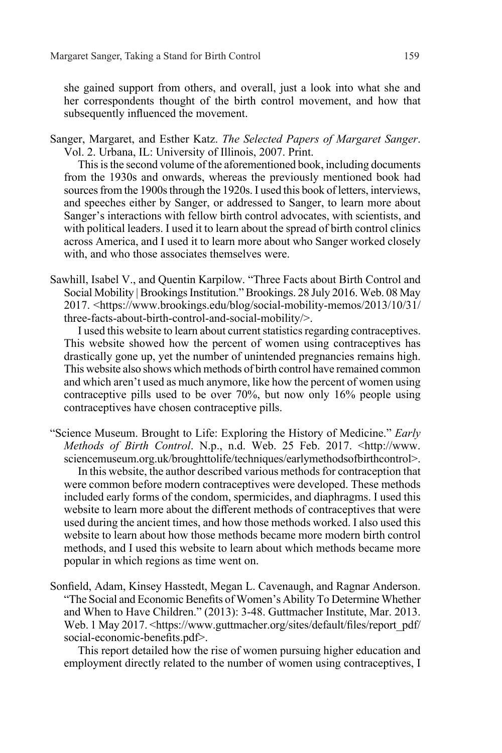she gained support from others, and overall, just a look into what she and her correspondents thought of the birth control movement, and how that subsequently influenced the movement.

Sanger, Margaret, and Esther Katz. *The Selected Papers of Margaret Sanger*. Vol. 2. Urbana, IL: University of Illinois, 2007. Print.

This is the second volume of the aforementioned book, including documents from the 1930s and onwards, whereas the previously mentioned book had sources from the 1900s through the 1920s. I used this book of letters, interviews, and speeches either by Sanger, or addressed to Sanger, to learn more about Sanger's interactions with fellow birth control advocates, with scientists, and with political leaders. I used it to learn about the spread of birth control clinics across America, and I used it to learn more about who Sanger worked closely with, and who those associates themselves were.

Sawhill, Isabel V., and Quentin Karpilow. "Three Facts about Birth Control and Social Mobility | Brookings Institution." Brookings. 28 July 2016. Web. 08 May 2017. <https://www.brookings.edu/blog/social-mobility-memos/2013/10/31/three-facts-about-birth-control-and-social-mobility/>.

I used this website to learn about current statistics regarding contraceptives. This website showed how the percent of women using contraceptives has drastically gone up, yet the number of unintended pregnancies remains high. This website also shows which methods of birth control have remained common and which aren't used as much anymore, like how the percent of women using contraceptive pills used to be over 70%, but now only 16% people using contraceptives have chosen contraceptive pills.

"Science Museum. Brought to Life: Exploring the History of Medicine." *Early Methods of Birth Control*. N.p., n.d. Web. 25 Feb. 2017. <http://www.sciencemuseum.org.uk/broughttolife/techniques/earlymethodsofbirthcontrol>.

In this website, the author described various methods for contraception that were common before modern contraceptives were developed. These methods included early forms of the condom, spermicides, and diaphragms. I used this website to learn more about the different methods of contraceptives that were used during the ancient times, and how those methods worked. I also used this website to learn about how those methods became more modern birth control methods, and I used this website to learn about which methods became more popular in which regions as time went on.

Sonfield, Adam, Kinsey Hasstedt, Megan L. Cavenaugh, and Ragnar Anderson. "The Social and Economic Benefits of Women's Ability To Determine Whether and When to Have Children." (2013): 3-48. Guttmacher Institute, Mar. 2013. Web. 1 May 2017. <https://www.guttmacher.org/sites/default/files/report_pdf/social-economic-benefits.pdf>.

This report detailed how the rise of women pursuing higher education and employment directly related to the number of women using contraceptives, I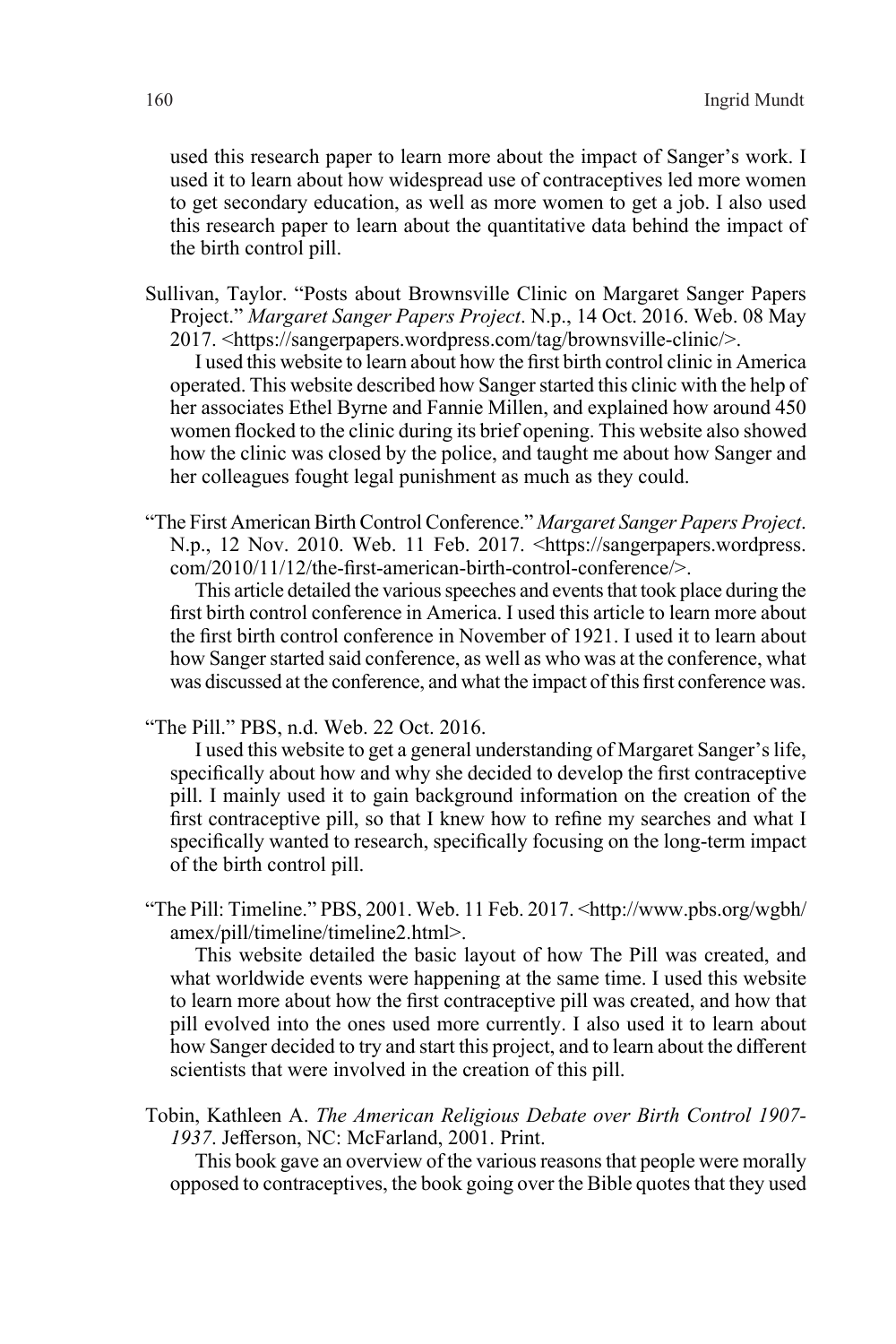used this research paper to learn more about the impact of Sanger's work. I used it to learn about how widespread use of contraceptives led more women to get secondary education, as well as more women to get a job. I also used this research paper to learn about the quantitative data behind the impact of the birth control pill.

Sullivan, Taylor. "Posts about Brownsville Clinic on Margaret Sanger Papers Project." *Margaret Sanger Papers Project*. N.p., 14 Oct. 2016. Web. 08 May 2017. <https://sangerpapers.wordpress.com/tag/brownsville-clinic/>.

I used this website to learn about how the first birth control clinic in America operated. This website described how Sanger started this clinic with the help of her associates Ethel Byrne and Fannie Millen, and explained how around 450 women flocked to the clinic during its brief opening. This website also showed how the clinic was closed by the police, and taught me about how Sanger and her colleagues fought legal punishment as much as they could.

"The First American Birth Control Conference." *Margaret Sanger Papers Project*. N.p., 12 Nov. 2010. Web. 11 Feb. 2017. <https://sangerpapers.wordpress.com/2010/11/12/the-first-american-birth-control-conference/>.

This article detailed the various speeches and events that took place during the first birth control conference in America. I used this article to learn more about the first birth control conference in November of 1921. I used it to learn about how Sanger started said conference, as well as who was at the conference, what was discussed at the conference, and what the impact of this first conference was.

"The Pill." PBS, n.d. Web. 22 Oct. 2016.

I used this website to get a general understanding of Margaret Sanger's life, specifically about how and why she decided to develop the first contraceptive pill. I mainly used it to gain background information on the creation of the first contraceptive pill, so that I knew how to refine my searches and what I specifically wanted to research, specifically focusing on the long-term impact of the birth control pill.

"The Pill: Timeline." PBS, 2001. Web. 11 Feb. 2017. <http://www.pbs.org/wgbh/amex/pill/timeline/timeline2.html>.

This website detailed the basic layout of how The Pill was created, and what worldwide events were happening at the same time. I used this website to learn more about how the first contraceptive pill was created, and how that pill evolved into the ones used more currently. I also used it to learn about how Sanger decided to try and start this project, and to learn about the different scientists that were involved in the creation of this pill.

Tobin, Kathleen A. *The American Religious Debate over Birth Control 1907-1937*. Jefferson, NC: McFarland, 2001. Print.

This book gave an overview of the various reasons that people were morally opposed to contraceptives, the book going over the Bible quotes that they used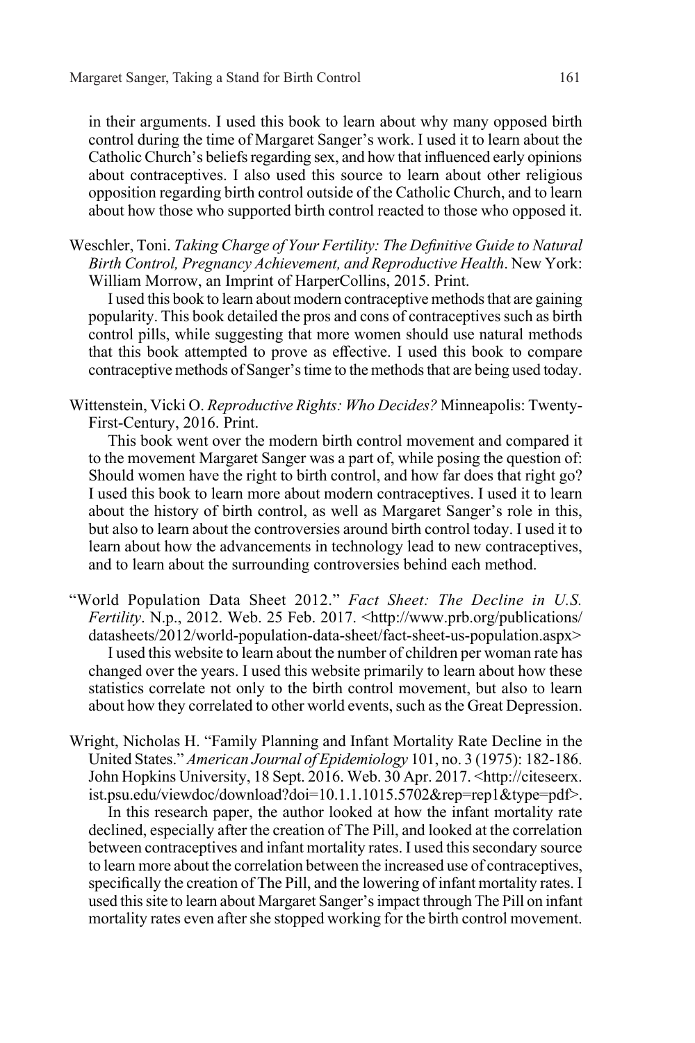in their arguments. I used this book to learn about why many opposed birth control during the time of Margaret Sanger's work. I used it to learn about the Catholic Church's beliefs regarding sex, and how that influenced early opinions about contraceptives. I also used this source to learn about other religious opposition regarding birth control outside of the Catholic Church, and to learn about how those who supported birth control reacted to those who opposed it.

Weschler, Toni. *Taking Charge of Your Fertility: The Definitive Guide to Natural Birth Control, Pregnancy Achievement, and Reproductive Health*. New York: William Morrow, an Imprint of HarperCollins, 2015. Print.

I used this book to learn about modern contraceptive methods that are gaining popularity. This book detailed the pros and cons of contraceptives such as birth control pills, while suggesting that more women should use natural methods that this book attempted to prove as effective. I used this book to compare contraceptive methods of Sanger's time to the methods that are being used today.

Wittenstein, Vicki O. *Reproductive Rights: Who Decides?* Minneapolis: Twenty-First-Century, 2016. Print.

This book went over the modern birth control movement and compared it to the movement Margaret Sanger was a part of, while posing the question of: Should women have the right to birth control, and how far does that right go? I used this book to learn more about modern contraceptives. I used it to learn about the history of birth control, as well as Margaret Sanger's role in this, but also to learn about the controversies around birth control today. I used it to learn about how the advancements in technology lead to new contraceptives, and to learn about the surrounding controversies behind each method.

"World Population Data Sheet 2012." *Fact Sheet: The Decline in U.S. Fertility*. N.p., 2012. Web. 25 Feb. 2017. <http://www.prb.org/publications/datasheets/2012/world-population-data-sheet/fact-sheet-us-population.aspx>

I used this website to learn about the number of children per woman rate has changed over the years. I used this website primarily to learn about how these statistics correlate not only to the birth control movement, but also to learn about how they correlated to other world events, such as the Great Depression.

Wright, Nicholas H. "Family Planning and Infant Mortality Rate Decline in the United States." *American Journal of Epidemiology* 101, no. 3 (1975): 182-186. John Hopkins University, 18 Sept. 2016. Web. 30 Apr. 2017. <http://citeseerx.ist.psu.edu/viewdoc/download?doi=10.1.1.1015.5702&rep=rep1&type=pdf>.

In this research paper, the author looked at how the infant mortality rate declined, especially after the creation of The Pill, and looked at the correlation between contraceptives and infant mortality rates. I used this secondary source to learn more about the correlation between the increased use of contraceptives, specifically the creation of The Pill, and the lowering of infant mortality rates. I used this site to learn about Margaret Sanger's impact through The Pill on infant mortality rates even after she stopped working for the birth control movement.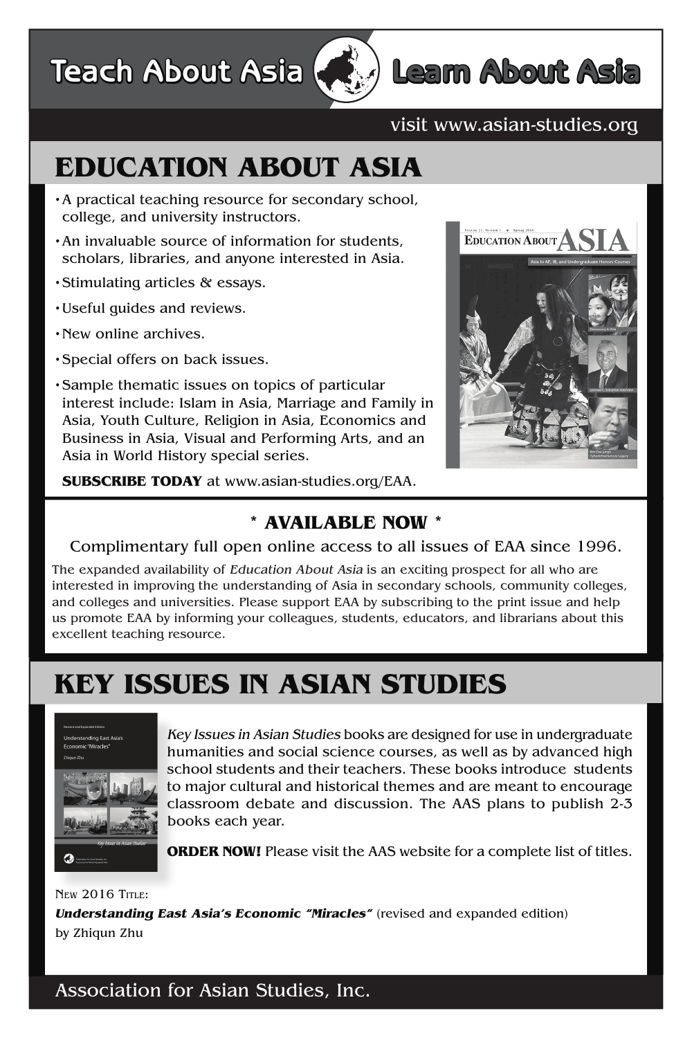Teach About Asia | Learn About Asia

visit www.asian-studies.org

# EDUCATION ABOUT ASIA

- A practical teaching resource for secondary school, college, and university instructors.
- An invaluable source of information for students, scholars, libraries, and anyone interested in Asia.
- Stimulating articles & essays.
- Useful guides and reviews.
- New online archives.
- Special offers on back issues.
- Sample thematic issues on topics of particular interest include: Islam in Asia, Marriage and Family in Asia, Youth Culture, Religion in Asia, Economics and Business in Asia, Visual and Performing Arts, and an Asia in World History special series.

**SUBSCRIBE TODAY** at www.asian-studies.org/EAA.

### * AVAILABLE NOW *

Complimentary full open online access to all issues of EAA since 1996.

The expanded availability of *Education About Asia* is an exciting prospect for all who are interested in improving the understanding of Asia in secondary schools, community colleges, and colleges and universities. Please support EAA by subscribing to the print issue and help us promote EAA by informing your colleagues, students, educators, and librarians about this excellent teaching resource.

# KEY ISSUES IN ASIAN STUDIES

*Key Issues in Asian Studies* books are designed for use in undergraduate humanities and social science courses, as well as by advanced high school students and their teachers. These books introduce students to major cultural and historical themes and are meant to encourage classroom debate and discussion. The AAS plans to publish 2-3 books each year.

**ORDER NOW!** Please visit the AAS website for a complete list of titles.

New 2016 Title:
***Understanding East Asia's Economic "Miracles"*** (revised and expanded edition)
by Zhiqun Zhu

Association for Asian Studies, Inc.